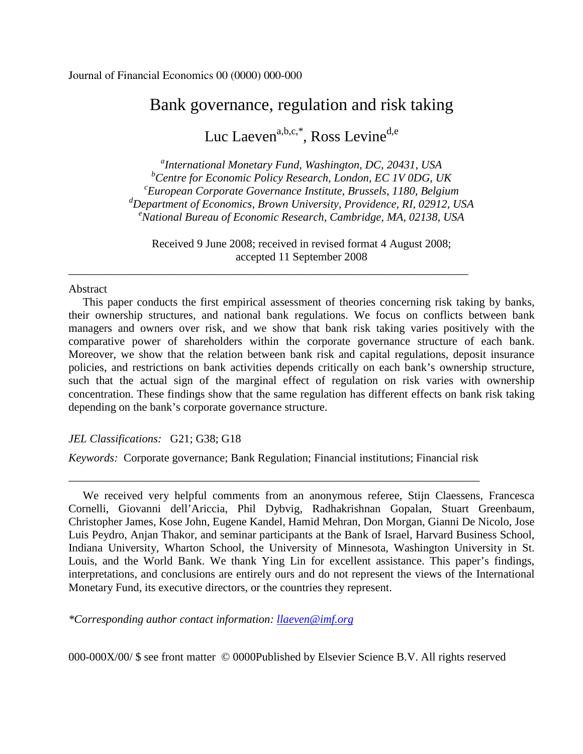Journal of Financial Economics 00 (0000) 000-000

# Bank governance, regulation and risk taking

Luc Laeven[a,b,c,*], Ross Levine[d,e]

[a] *International Monetary Fund, Washington, DC, 20431, USA*
[b] *Centre for Economic Policy Research, London, EC 1V 0DG, UK*
[c] *European Corporate Governance Institute, Brussels, 1180, Belgium*
[d] *Department of Economics, Brown University, Providence, RI, 02912, USA*
[e] *National Bureau of Economic Research, Cambridge, MA, 02138, USA*

Received 9 June 2008; received in revised format 4 August 2008; accepted 11 September 2008

---

## Abstract

This paper conducts the first empirical assessment of theories concerning risk taking by banks, their ownership structures, and national bank regulations. We focus on conflicts between bank managers and owners over risk, and we show that bank risk taking varies positively with the comparative power of shareholders within the corporate governance structure of each bank. Moreover, we show that the relation between bank risk and capital regulations, deposit insurance policies, and restrictions on bank activities depends critically on each bank's ownership structure, such that the actual sign of the marginal effect of regulation on risk varies with ownership concentration. These findings show that the same regulation has different effects on bank risk taking depending on the bank's corporate governance structure.

*JEL Classifications:* G21; G38; G18

*Keywords:* Corporate governance; Bank Regulation; Financial institutions; Financial risk

---

We received very helpful comments from an anonymous referee, Stijn Claessens, Francesca Cornelli, Giovanni dell'Ariccia, Phil Dybvig, Radhakrishnan Gopalan, Stuart Greenbaum, Christopher James, Kose John, Eugene Kandel, Hamid Mehran, Don Morgan, Gianni De Nicolo, Jose Luis Peydro, Anjan Thakor, and seminar participants at the Bank of Israel, Harvard Business School, Indiana University, Wharton School, the University of Minnesota, Washington University in St. Louis, and the World Bank. We thank Ying Lin for excellent assistance. This paper's findings, interpretations, and conclusions are entirely ours and do not represent the views of the International Monetary Fund, its executive directors, or the countries they represent.

*\*Corresponding author contact information: llaeven@imf.org*

000-000X/00/ $ see front matter © 0000Published by Elsevier Science B.V. All rights reserved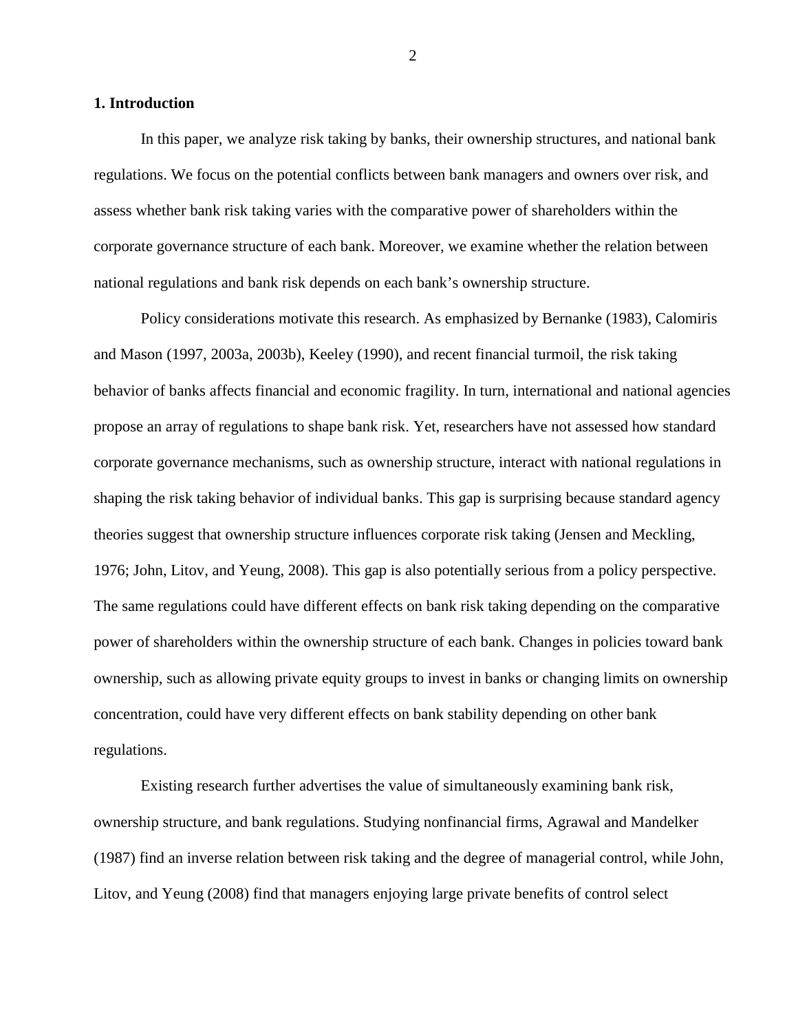## 1. Introduction

In this paper, we analyze risk taking by banks, their ownership structures, and national bank regulations. We focus on the potential conflicts between bank managers and owners over risk, and assess whether bank risk taking varies with the comparative power of shareholders within the corporate governance structure of each bank. Moreover, we examine whether the relation between national regulations and bank risk depends on each bank's ownership structure.

Policy considerations motivate this research. As emphasized by Bernanke (1983), Calomiris and Mason (1997, 2003a, 2003b), Keeley (1990), and recent financial turmoil, the risk taking behavior of banks affects financial and economic fragility. In turn, international and national agencies propose an array of regulations to shape bank risk. Yet, researchers have not assessed how standard corporate governance mechanisms, such as ownership structure, interact with national regulations in shaping the risk taking behavior of individual banks. This gap is surprising because standard agency theories suggest that ownership structure influences corporate risk taking (Jensen and Meckling, 1976; John, Litov, and Yeung, 2008). This gap is also potentially serious from a policy perspective. The same regulations could have different effects on bank risk taking depending on the comparative power of shareholders within the ownership structure of each bank. Changes in policies toward bank ownership, such as allowing private equity groups to invest in banks or changing limits on ownership concentration, could have very different effects on bank stability depending on other bank regulations.

Existing research further advertises the value of simultaneously examining bank risk, ownership structure, and bank regulations. Studying nonfinancial firms, Agrawal and Mandelker (1987) find an inverse relation between risk taking and the degree of managerial control, while John, Litov, and Yeung (2008) find that managers enjoying large private benefits of control select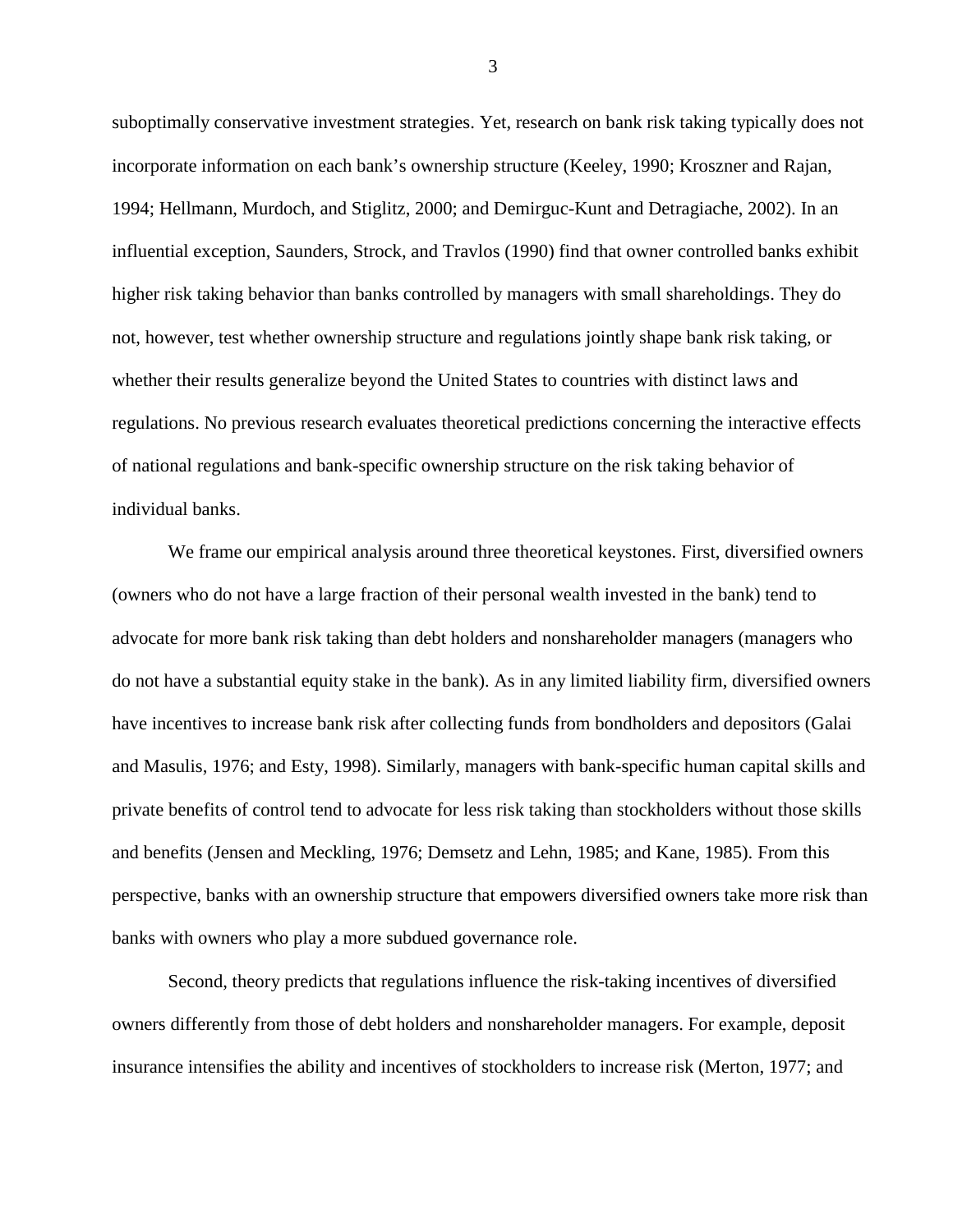suboptimally conservative investment strategies. Yet, research on bank risk taking typically does not incorporate information on each bank's ownership structure (Keeley, 1990; Kroszner and Rajan, 1994; Hellmann, Murdoch, and Stiglitz, 2000; and Demirguc-Kunt and Detragiache, 2002). In an influential exception, Saunders, Strock, and Travlos (1990) find that owner controlled banks exhibit higher risk taking behavior than banks controlled by managers with small shareholdings. They do not, however, test whether ownership structure and regulations jointly shape bank risk taking, or whether their results generalize beyond the United States to countries with distinct laws and regulations. No previous research evaluates theoretical predictions concerning the interactive effects of national regulations and bank-specific ownership structure on the risk taking behavior of individual banks.

We frame our empirical analysis around three theoretical keystones. First, diversified owners (owners who do not have a large fraction of their personal wealth invested in the bank) tend to advocate for more bank risk taking than debt holders and nonshareholder managers (managers who do not have a substantial equity stake in the bank). As in any limited liability firm, diversified owners have incentives to increase bank risk after collecting funds from bondholders and depositors (Galai and Masulis, 1976; and Esty, 1998). Similarly, managers with bank-specific human capital skills and private benefits of control tend to advocate for less risk taking than stockholders without those skills and benefits (Jensen and Meckling, 1976; Demsetz and Lehn, 1985; and Kane, 1985). From this perspective, banks with an ownership structure that empowers diversified owners take more risk than banks with owners who play a more subdued governance role.

Second, theory predicts that regulations influence the risk-taking incentives of diversified owners differently from those of debt holders and nonshareholder managers. For example, deposit insurance intensifies the ability and incentives of stockholders to increase risk (Merton, 1977; and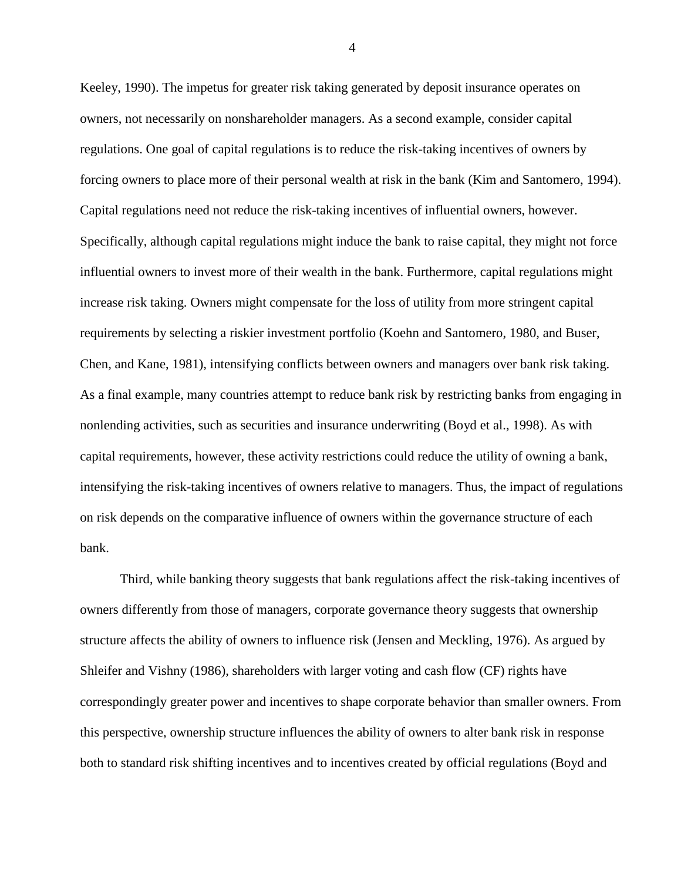Keeley, 1990). The impetus for greater risk taking generated by deposit insurance operates on owners, not necessarily on nonshareholder managers. As a second example, consider capital regulations. One goal of capital regulations is to reduce the risk-taking incentives of owners by forcing owners to place more of their personal wealth at risk in the bank (Kim and Santomero, 1994). Capital regulations need not reduce the risk-taking incentives of influential owners, however. Specifically, although capital regulations might induce the bank to raise capital, they might not force influential owners to invest more of their wealth in the bank. Furthermore, capital regulations might increase risk taking. Owners might compensate for the loss of utility from more stringent capital requirements by selecting a riskier investment portfolio (Koehn and Santomero, 1980, and Buser, Chen, and Kane, 1981), intensifying conflicts between owners and managers over bank risk taking. As a final example, many countries attempt to reduce bank risk by restricting banks from engaging in nonlending activities, such as securities and insurance underwriting (Boyd et al., 1998). As with capital requirements, however, these activity restrictions could reduce the utility of owning a bank, intensifying the risk-taking incentives of owners relative to managers. Thus, the impact of regulations on risk depends on the comparative influence of owners within the governance structure of each bank.

Third, while banking theory suggests that bank regulations affect the risk-taking incentives of owners differently from those of managers, corporate governance theory suggests that ownership structure affects the ability of owners to influence risk (Jensen and Meckling, 1976). As argued by Shleifer and Vishny (1986), shareholders with larger voting and cash flow (CF) rights have correspondingly greater power and incentives to shape corporate behavior than smaller owners. From this perspective, ownership structure influences the ability of owners to alter bank risk in response both to standard risk shifting incentives and to incentives created by official regulations (Boyd and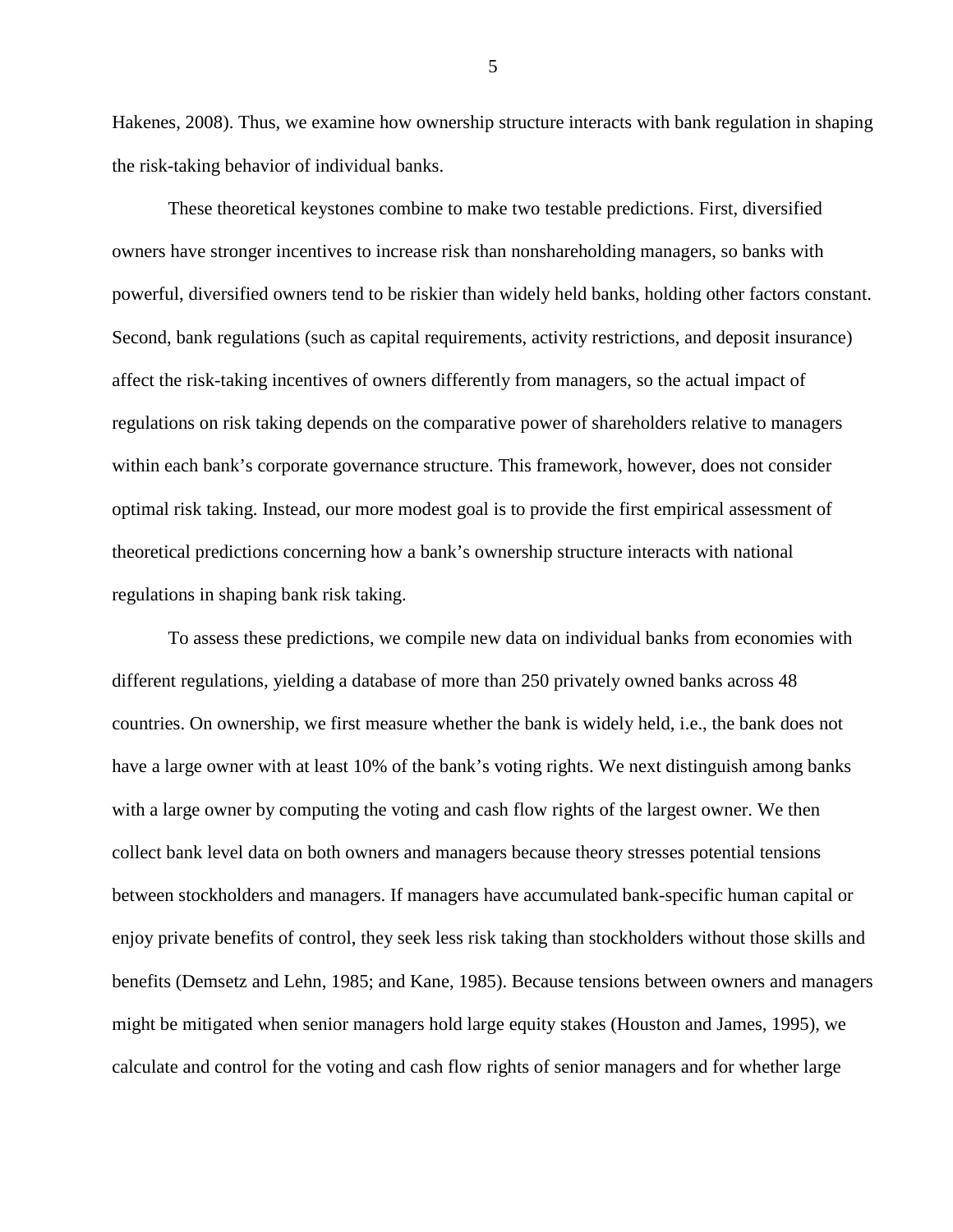Hakenes, 2008). Thus, we examine how ownership structure interacts with bank regulation in shaping the risk-taking behavior of individual banks.

These theoretical keystones combine to make two testable predictions. First, diversified owners have stronger incentives to increase risk than nonshareholding managers, so banks with powerful, diversified owners tend to be riskier than widely held banks, holding other factors constant. Second, bank regulations (such as capital requirements, activity restrictions, and deposit insurance) affect the risk-taking incentives of owners differently from managers, so the actual impact of regulations on risk taking depends on the comparative power of shareholders relative to managers within each bank's corporate governance structure. This framework, however, does not consider optimal risk taking. Instead, our more modest goal is to provide the first empirical assessment of theoretical predictions concerning how a bank's ownership structure interacts with national regulations in shaping bank risk taking.

To assess these predictions, we compile new data on individual banks from economies with different regulations, yielding a database of more than 250 privately owned banks across 48 countries. On ownership, we first measure whether the bank is widely held, i.e., the bank does not have a large owner with at least 10% of the bank's voting rights. We next distinguish among banks with a large owner by computing the voting and cash flow rights of the largest owner. We then collect bank level data on both owners and managers because theory stresses potential tensions between stockholders and managers. If managers have accumulated bank-specific human capital or enjoy private benefits of control, they seek less risk taking than stockholders without those skills and benefits (Demsetz and Lehn, 1985; and Kane, 1985). Because tensions between owners and managers might be mitigated when senior managers hold large equity stakes (Houston and James, 1995), we calculate and control for the voting and cash flow rights of senior managers and for whether large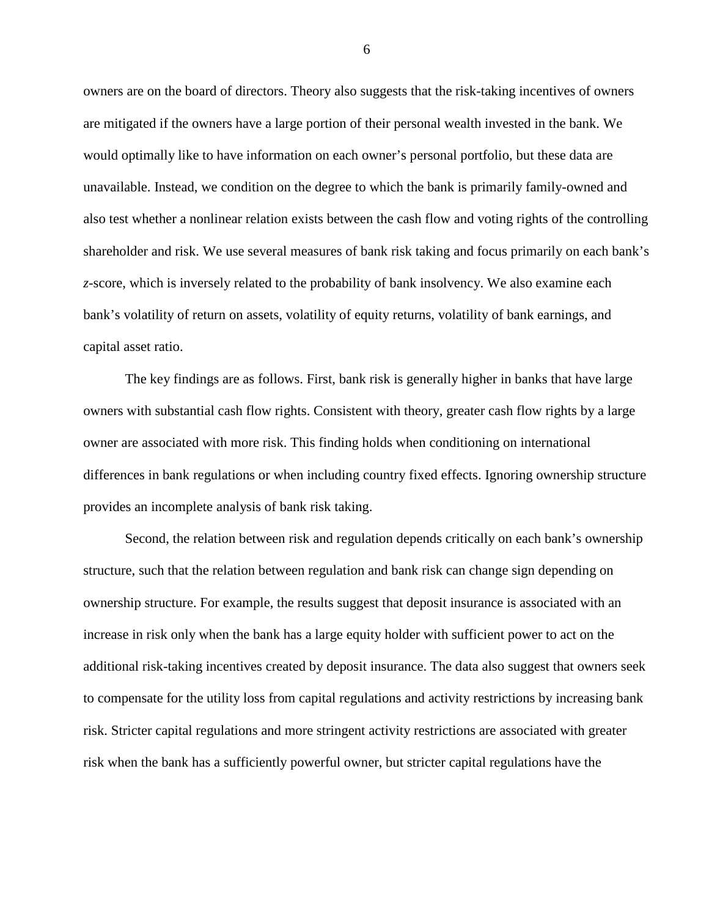owners are on the board of directors. Theory also suggests that the risk-taking incentives of owners are mitigated if the owners have a large portion of their personal wealth invested in the bank. We would optimally like to have information on each owner's personal portfolio, but these data are unavailable. Instead, we condition on the degree to which the bank is primarily family-owned and also test whether a nonlinear relation exists between the cash flow and voting rights of the controlling shareholder and risk. We use several measures of bank risk taking and focus primarily on each bank's *z*-score, which is inversely related to the probability of bank insolvency. We also examine each bank's volatility of return on assets, volatility of equity returns, volatility of bank earnings, and capital asset ratio.

The key findings are as follows. First, bank risk is generally higher in banks that have large owners with substantial cash flow rights. Consistent with theory, greater cash flow rights by a large owner are associated with more risk. This finding holds when conditioning on international differences in bank regulations or when including country fixed effects. Ignoring ownership structure provides an incomplete analysis of bank risk taking.

Second, the relation between risk and regulation depends critically on each bank's ownership structure, such that the relation between regulation and bank risk can change sign depending on ownership structure. For example, the results suggest that deposit insurance is associated with an increase in risk only when the bank has a large equity holder with sufficient power to act on the additional risk-taking incentives created by deposit insurance. The data also suggest that owners seek to compensate for the utility loss from capital regulations and activity restrictions by increasing bank risk. Stricter capital regulations and more stringent activity restrictions are associated with greater risk when the bank has a sufficiently powerful owner, but stricter capital regulations have the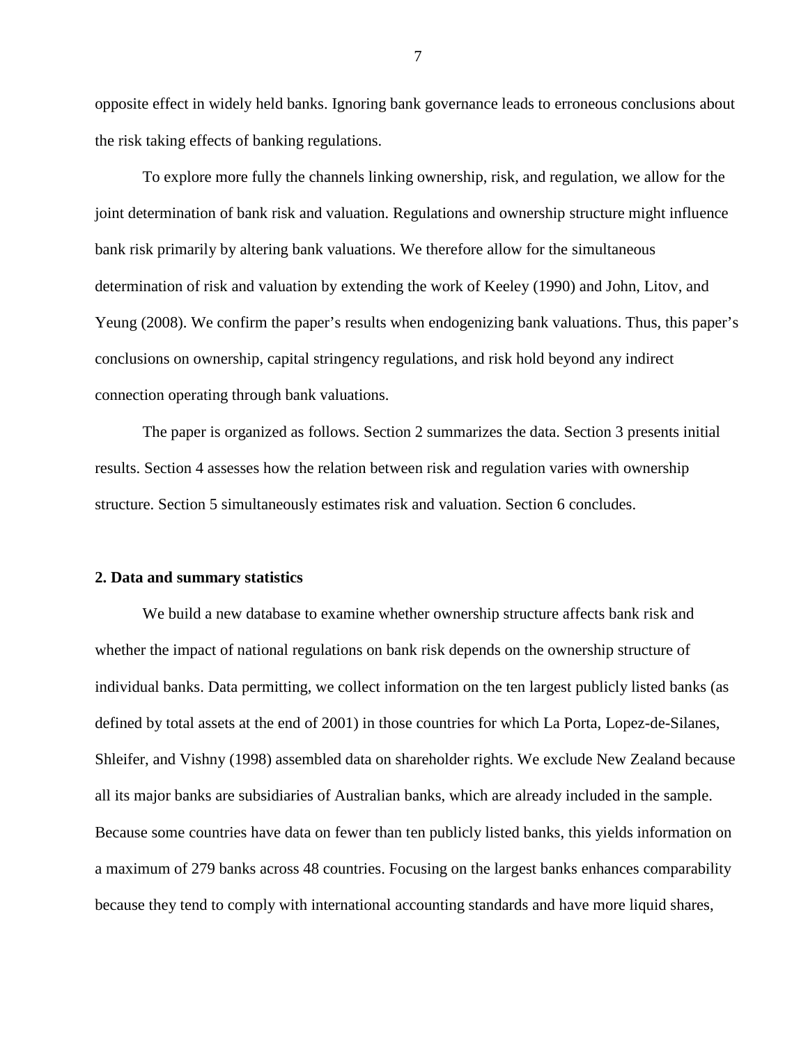opposite effect in widely held banks. Ignoring bank governance leads to erroneous conclusions about the risk taking effects of banking regulations.

To explore more fully the channels linking ownership, risk, and regulation, we allow for the joint determination of bank risk and valuation. Regulations and ownership structure might influence bank risk primarily by altering bank valuations. We therefore allow for the simultaneous determination of risk and valuation by extending the work of Keeley (1990) and John, Litov, and Yeung (2008). We confirm the paper's results when endogenizing bank valuations. Thus, this paper's conclusions on ownership, capital stringency regulations, and risk hold beyond any indirect connection operating through bank valuations.

The paper is organized as follows. Section 2 summarizes the data. Section 3 presents initial results. Section 4 assesses how the relation between risk and regulation varies with ownership structure. Section 5 simultaneously estimates risk and valuation. Section 6 concludes.

## 2. Data and summary statistics

We build a new database to examine whether ownership structure affects bank risk and whether the impact of national regulations on bank risk depends on the ownership structure of individual banks. Data permitting, we collect information on the ten largest publicly listed banks (as defined by total assets at the end of 2001) in those countries for which La Porta, Lopez-de-Silanes, Shleifer, and Vishny (1998) assembled data on shareholder rights. We exclude New Zealand because all its major banks are subsidiaries of Australian banks, which are already included in the sample. Because some countries have data on fewer than ten publicly listed banks, this yields information on a maximum of 279 banks across 48 countries. Focusing on the largest banks enhances comparability because they tend to comply with international accounting standards and have more liquid shares,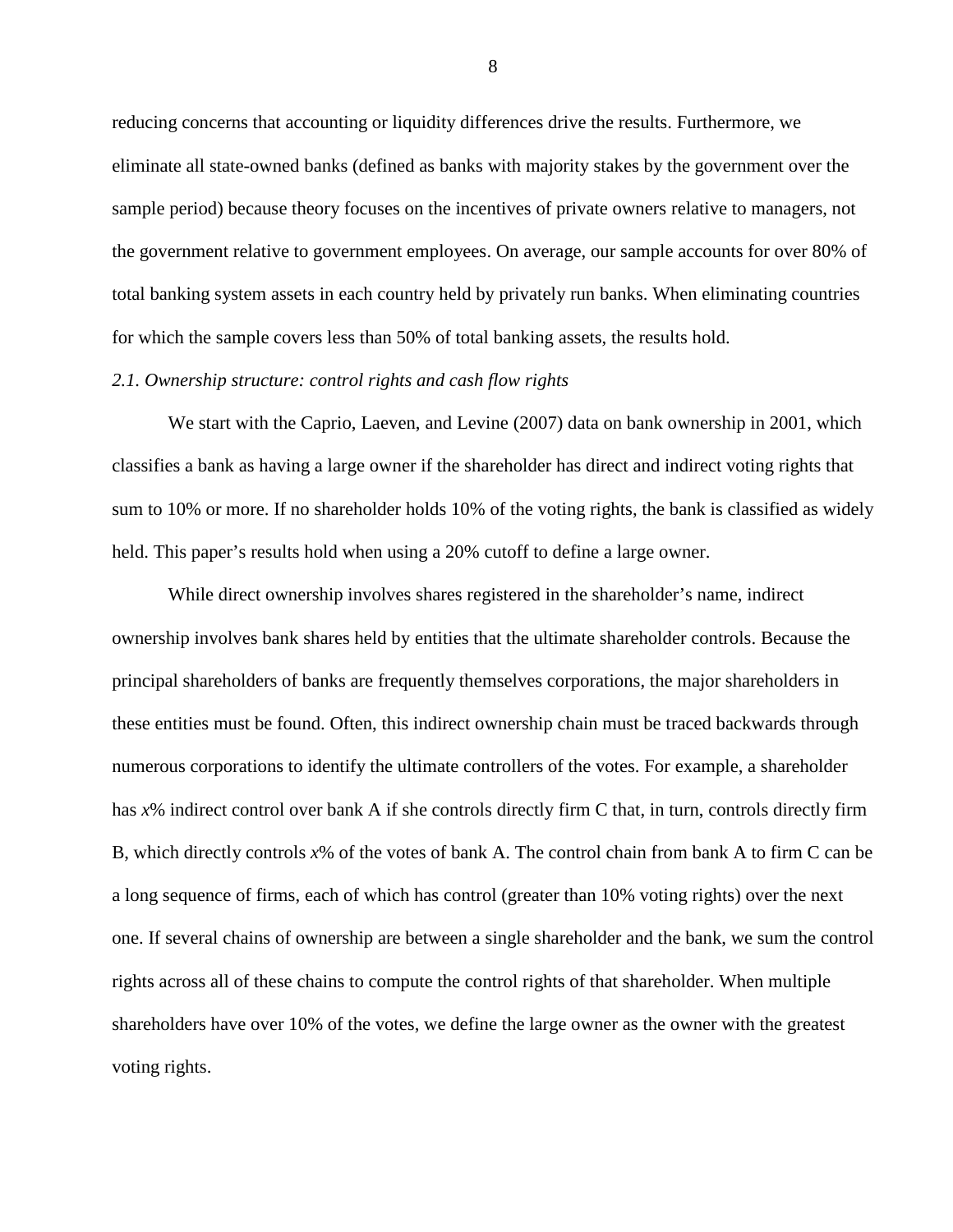reducing concerns that accounting or liquidity differences drive the results. Furthermore, we eliminate all state-owned banks (defined as banks with majority stakes by the government over the sample period) because theory focuses on the incentives of private owners relative to managers, not the government relative to government employees. On average, our sample accounts for over 80% of total banking system assets in each country held by privately run banks. When eliminating countries for which the sample covers less than 50% of total banking assets, the results hold.

### *2.1. Ownership structure: control rights and cash flow rights*

We start with the Caprio, Laeven, and Levine (2007) data on bank ownership in 2001, which classifies a bank as having a large owner if the shareholder has direct and indirect voting rights that sum to 10% or more. If no shareholder holds 10% of the voting rights, the bank is classified as widely held. This paper's results hold when using a 20% cutoff to define a large owner.

While direct ownership involves shares registered in the shareholder's name, indirect ownership involves bank shares held by entities that the ultimate shareholder controls. Because the principal shareholders of banks are frequently themselves corporations, the major shareholders in these entities must be found. Often, this indirect ownership chain must be traced backwards through numerous corporations to identify the ultimate controllers of the votes. For example, a shareholder has $x$% indirect control over bank A if she controls directly firm C that, in turn, controls directly firm B, which directly controls $x$% of the votes of bank A. The control chain from bank A to firm C can be a long sequence of firms, each of which has control (greater than 10% voting rights) over the next one. If several chains of ownership are between a single shareholder and the bank, we sum the control rights across all of these chains to compute the control rights of that shareholder. When multiple shareholders have over 10% of the votes, we define the large owner as the owner with the greatest voting rights.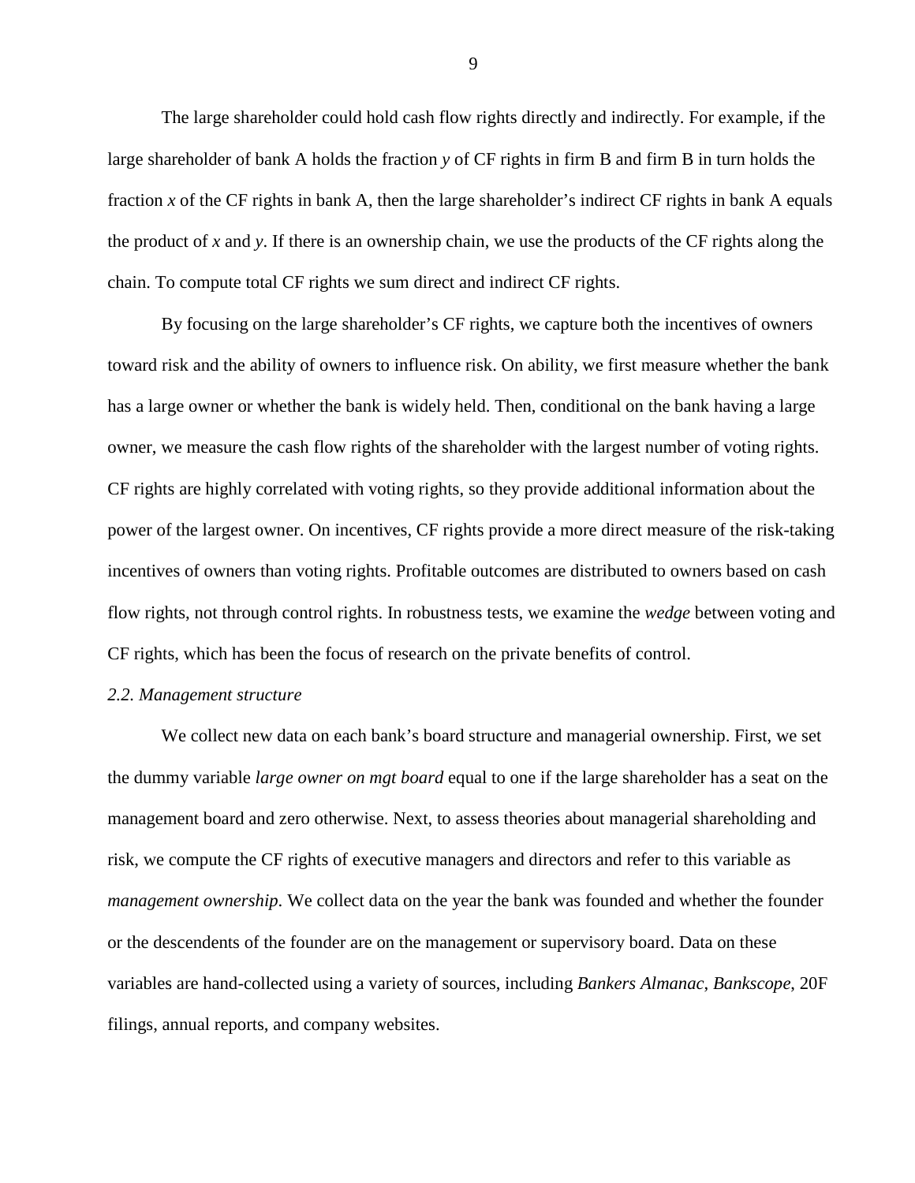The large shareholder could hold cash flow rights directly and indirectly. For example, if the large shareholder of bank A holds the fraction $y$ of CF rights in firm B and firm B in turn holds the fraction $x$ of the CF rights in bank A, then the large shareholder's indirect CF rights in bank A equals the product of $x$ and $y$. If there is an ownership chain, we use the products of the CF rights along the chain. To compute total CF rights we sum direct and indirect CF rights.

By focusing on the large shareholder's CF rights, we capture both the incentives of owners toward risk and the ability of owners to influence risk. On ability, we first measure whether the bank has a large owner or whether the bank is widely held. Then, conditional on the bank having a large owner, we measure the cash flow rights of the shareholder with the largest number of voting rights. CF rights are highly correlated with voting rights, so they provide additional information about the power of the largest owner. On incentives, CF rights provide a more direct measure of the risk-taking incentives of owners than voting rights. Profitable outcomes are distributed to owners based on cash flow rights, not through control rights. In robustness tests, we examine the *wedge* between voting and CF rights, which has been the focus of research on the private benefits of control.

### *2.2. Management structure*

We collect new data on each bank's board structure and managerial ownership. First, we set the dummy variable *large owner on mgt board* equal to one if the large shareholder has a seat on the management board and zero otherwise. Next, to assess theories about managerial shareholding and risk, we compute the CF rights of executive managers and directors and refer to this variable as *management ownership*. We collect data on the year the bank was founded and whether the founder or the descendents of the founder are on the management or supervisory board. Data on these variables are hand-collected using a variety of sources, including *Bankers Almanac*, *Bankscope*, 20F filings, annual reports, and company websites.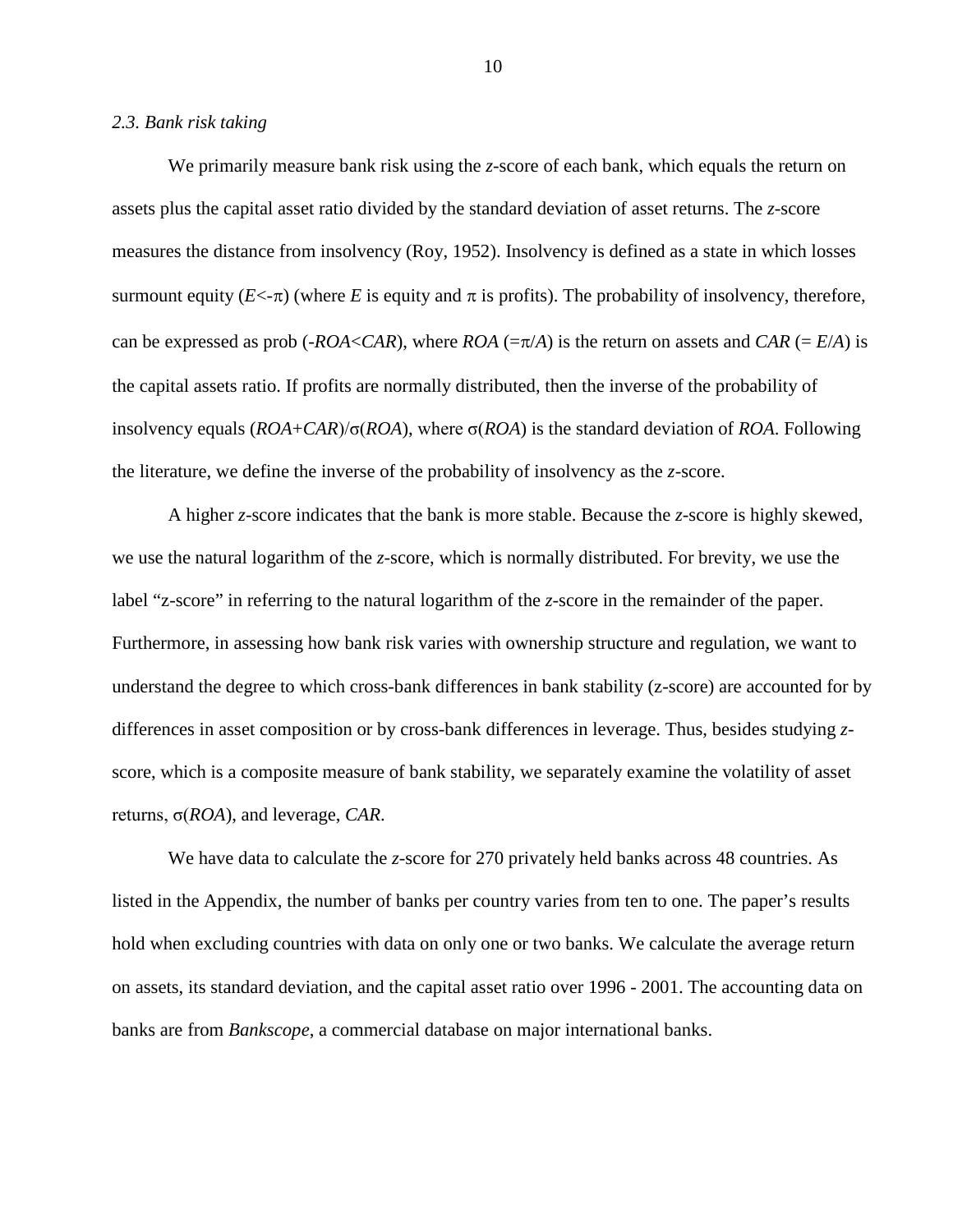### *2.3. Bank risk taking*

We primarily measure bank risk using the *z*-score of each bank, which equals the return on assets plus the capital asset ratio divided by the standard deviation of asset returns. The *z*-score measures the distance from insolvency (Roy, 1952). Insolvency is defined as a state in which losses surmount equity ($E<-\pi$) (where $E$ is equity and $\pi$ is profits). The probability of insolvency, therefore, can be expressed as prob ($-ROA<CAR$), where $ROA$ ($=\pi/A$) is the return on assets and $CAR$ ($= E/A$) is the capital assets ratio. If profits are normally distributed, then the inverse of the probability of insolvency equals $(ROA+CAR)/\sigma(ROA)$, where $\sigma(ROA)$ is the standard deviation of $ROA$. Following the literature, we define the inverse of the probability of insolvency as the *z*-score.

A higher *z*-score indicates that the bank is more stable. Because the *z*-score is highly skewed, we use the natural logarithm of the *z*-score, which is normally distributed. For brevity, we use the label "z-score" in referring to the natural logarithm of the *z*-score in the remainder of the paper. Furthermore, in assessing how bank risk varies with ownership structure and regulation, we want to understand the degree to which cross-bank differences in bank stability (z-score) are accounted for by differences in asset composition or by cross-bank differences in leverage. Thus, besides studying *z*-score, which is a composite measure of bank stability, we separately examine the volatility of asset returns, $\sigma(ROA)$, and leverage, $CAR$.

We have data to calculate the *z*-score for 270 privately held banks across 48 countries. As listed in the Appendix, the number of banks per country varies from ten to one. The paper's results hold when excluding countries with data on only one or two banks. We calculate the average return on assets, its standard deviation, and the capital asset ratio over 1996 - 2001. The accounting data on banks are from *Bankscope*, a commercial database on major international banks.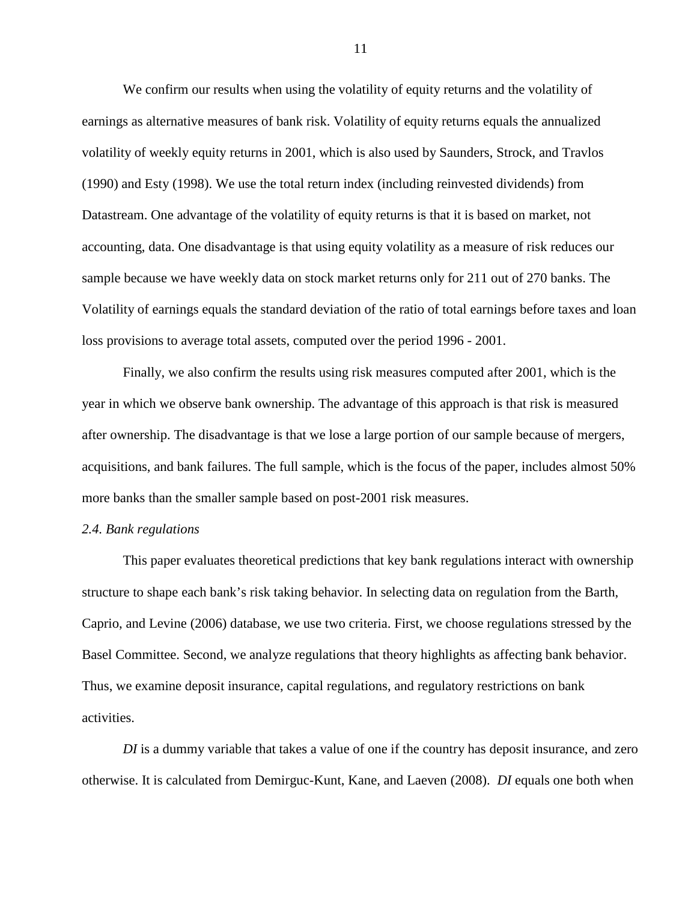We confirm our results when using the volatility of equity returns and the volatility of earnings as alternative measures of bank risk. Volatility of equity returns equals the annualized volatility of weekly equity returns in 2001, which is also used by Saunders, Strock, and Travlos (1990) and Esty (1998). We use the total return index (including reinvested dividends) from Datastream. One advantage of the volatility of equity returns is that it is based on market, not accounting, data. One disadvantage is that using equity volatility as a measure of risk reduces our sample because we have weekly data on stock market returns only for 211 out of 270 banks. The Volatility of earnings equals the standard deviation of the ratio of total earnings before taxes and loan loss provisions to average total assets, computed over the period 1996 - 2001.

Finally, we also confirm the results using risk measures computed after 2001, which is the year in which we observe bank ownership. The advantage of this approach is that risk is measured after ownership. The disadvantage is that we lose a large portion of our sample because of mergers, acquisitions, and bank failures. The full sample, which is the focus of the paper, includes almost 50% more banks than the smaller sample based on post-2001 risk measures.

### *2.4. Bank regulations*

This paper evaluates theoretical predictions that key bank regulations interact with ownership structure to shape each bank's risk taking behavior. In selecting data on regulation from the Barth, Caprio, and Levine (2006) database, we use two criteria. First, we choose regulations stressed by the Basel Committee. Second, we analyze regulations that theory highlights as affecting bank behavior. Thus, we examine deposit insurance, capital regulations, and regulatory restrictions on bank activities.

*DI* is a dummy variable that takes a value of one if the country has deposit insurance, and zero otherwise. It is calculated from Demirguc-Kunt, Kane, and Laeven (2008). *DI* equals one both when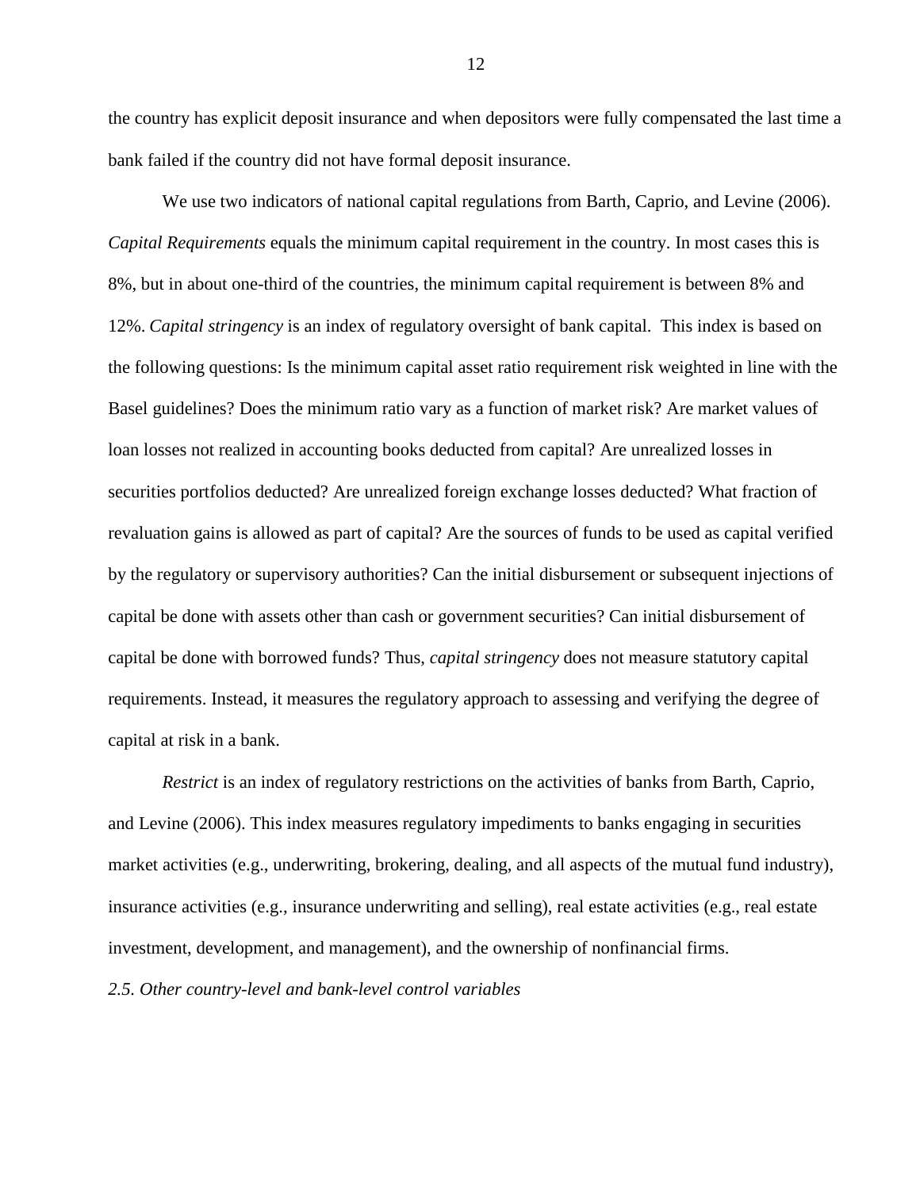the country has explicit deposit insurance and when depositors were fully compensated the last time a bank failed if the country did not have formal deposit insurance.

We use two indicators of national capital regulations from Barth, Caprio, and Levine (2006). *Capital Requirements* equals the minimum capital requirement in the country. In most cases this is 8%, but in about one-third of the countries, the minimum capital requirement is between 8% and 12%. *Capital stringency* is an index of regulatory oversight of bank capital. This index is based on the following questions: Is the minimum capital asset ratio requirement risk weighted in line with the Basel guidelines? Does the minimum ratio vary as a function of market risk? Are market values of loan losses not realized in accounting books deducted from capital? Are unrealized losses in securities portfolios deducted? Are unrealized foreign exchange losses deducted? What fraction of revaluation gains is allowed as part of capital? Are the sources of funds to be used as capital verified by the regulatory or supervisory authorities? Can the initial disbursement or subsequent injections of capital be done with assets other than cash or government securities? Can initial disbursement of capital be done with borrowed funds? Thus, *capital stringency* does not measure statutory capital requirements. Instead, it measures the regulatory approach to assessing and verifying the degree of capital at risk in a bank.

*Restrict* is an index of regulatory restrictions on the activities of banks from Barth, Caprio, and Levine (2006). This index measures regulatory impediments to banks engaging in securities market activities (e.g., underwriting, brokering, dealing, and all aspects of the mutual fund industry), insurance activities (e.g., insurance underwriting and selling), real estate activities (e.g., real estate investment, development, and management), and the ownership of nonfinancial firms.

### *2.5. Other country-level and bank-level control variables*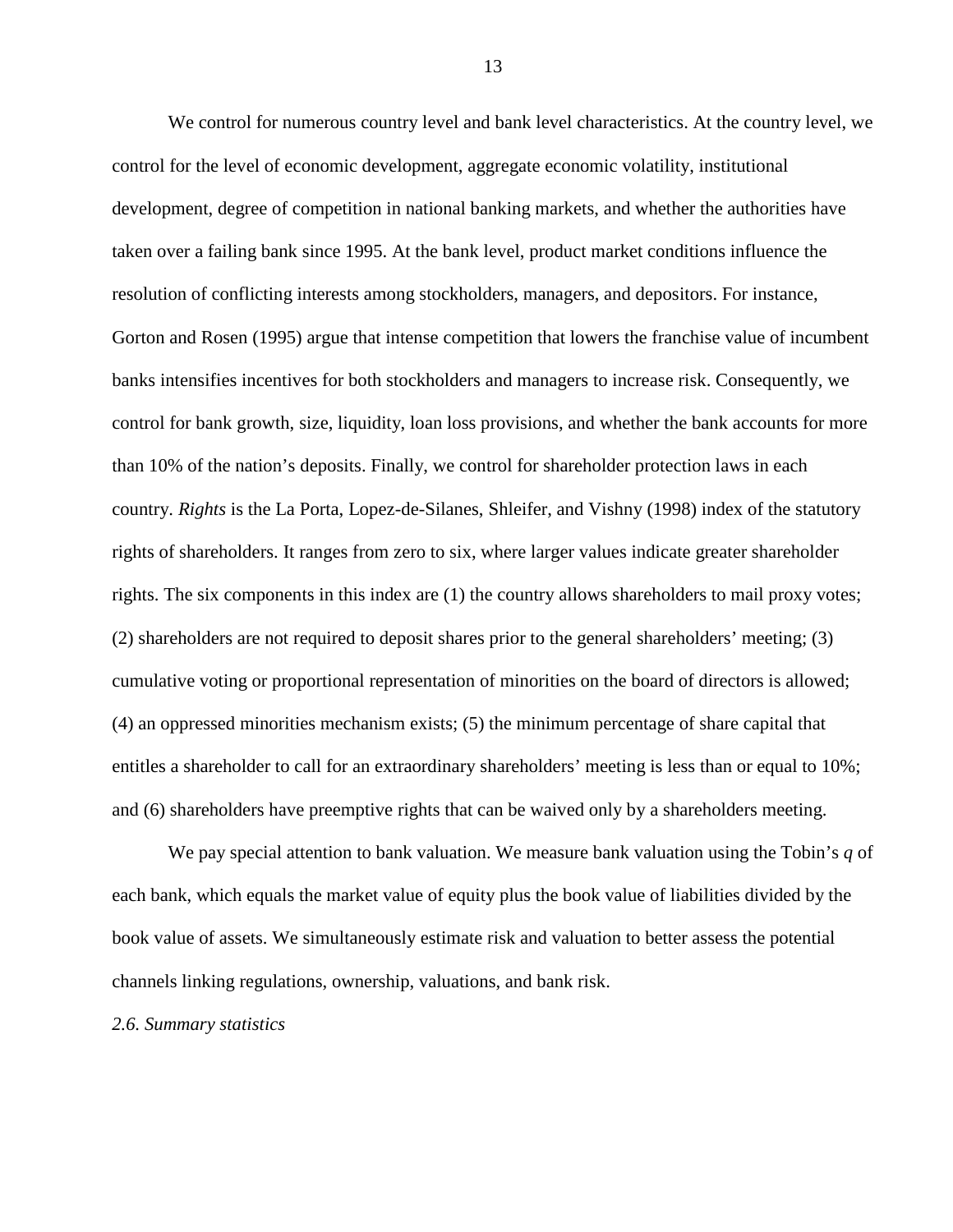We control for numerous country level and bank level characteristics. At the country level, we control for the level of economic development, aggregate economic volatility, institutional development, degree of competition in national banking markets, and whether the authorities have taken over a failing bank since 1995. At the bank level, product market conditions influence the resolution of conflicting interests among stockholders, managers, and depositors. For instance, Gorton and Rosen (1995) argue that intense competition that lowers the franchise value of incumbent banks intensifies incentives for both stockholders and managers to increase risk. Consequently, we control for bank growth, size, liquidity, loan loss provisions, and whether the bank accounts for more than 10% of the nation's deposits. Finally, we control for shareholder protection laws in each country. *Rights* is the La Porta, Lopez-de-Silanes, Shleifer, and Vishny (1998) index of the statutory rights of shareholders. It ranges from zero to six, where larger values indicate greater shareholder rights. The six components in this index are (1) the country allows shareholders to mail proxy votes; (2) shareholders are not required to deposit shares prior to the general shareholders' meeting; (3) cumulative voting or proportional representation of minorities on the board of directors is allowed; (4) an oppressed minorities mechanism exists; (5) the minimum percentage of share capital that entitles a shareholder to call for an extraordinary shareholders' meeting is less than or equal to 10%; and (6) shareholders have preemptive rights that can be waived only by a shareholders meeting.

We pay special attention to bank valuation. We measure bank valuation using the Tobin's $q$ of each bank, which equals the market value of equity plus the book value of liabilities divided by the book value of assets. We simultaneously estimate risk and valuation to better assess the potential channels linking regulations, ownership, valuations, and bank risk.

### *2.6. Summary statistics*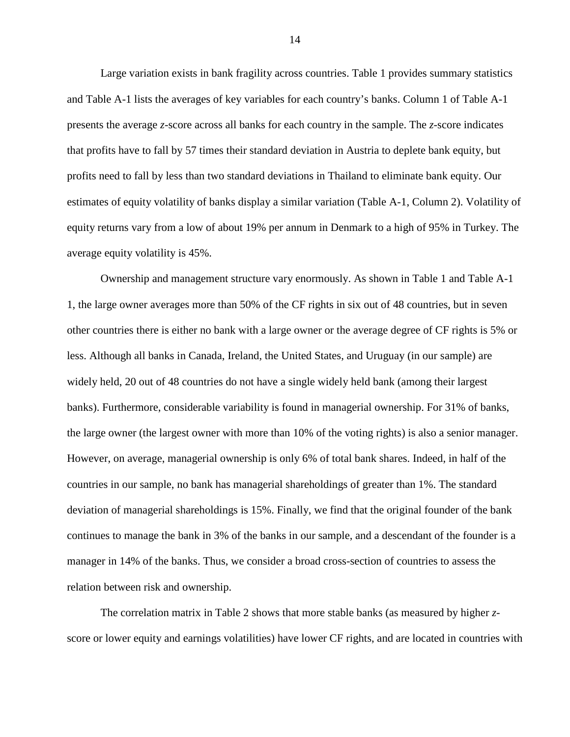Large variation exists in bank fragility across countries. Table 1 provides summary statistics and Table A-1 lists the averages of key variables for each country's banks. Column 1 of Table A-1 presents the average *z*-score across all banks for each country in the sample. The *z*-score indicates that profits have to fall by 57 times their standard deviation in Austria to deplete bank equity, but profits need to fall by less than two standard deviations in Thailand to eliminate bank equity. Our estimates of equity volatility of banks display a similar variation (Table A-1, Column 2). Volatility of equity returns vary from a low of about 19% per annum in Denmark to a high of 95% in Turkey. The average equity volatility is 45%.

Ownership and management structure vary enormously. As shown in Table 1 and Table A-1 1, the large owner averages more than 50% of the CF rights in six out of 48 countries, but in seven other countries there is either no bank with a large owner or the average degree of CF rights is 5% or less. Although all banks in Canada, Ireland, the United States, and Uruguay (in our sample) are widely held, 20 out of 48 countries do not have a single widely held bank (among their largest banks). Furthermore, considerable variability is found in managerial ownership. For 31% of banks, the large owner (the largest owner with more than 10% of the voting rights) is also a senior manager. However, on average, managerial ownership is only 6% of total bank shares. Indeed, in half of the countries in our sample, no bank has managerial shareholdings of greater than 1%. The standard deviation of managerial shareholdings is 15%. Finally, we find that the original founder of the bank continues to manage the bank in 3% of the banks in our sample, and a descendant of the founder is a manager in 14% of the banks. Thus, we consider a broad cross-section of countries to assess the relation between risk and ownership.

The correlation matrix in Table 2 shows that more stable banks (as measured by higher *z*-score or lower equity and earnings volatilities) have lower CF rights, and are located in countries with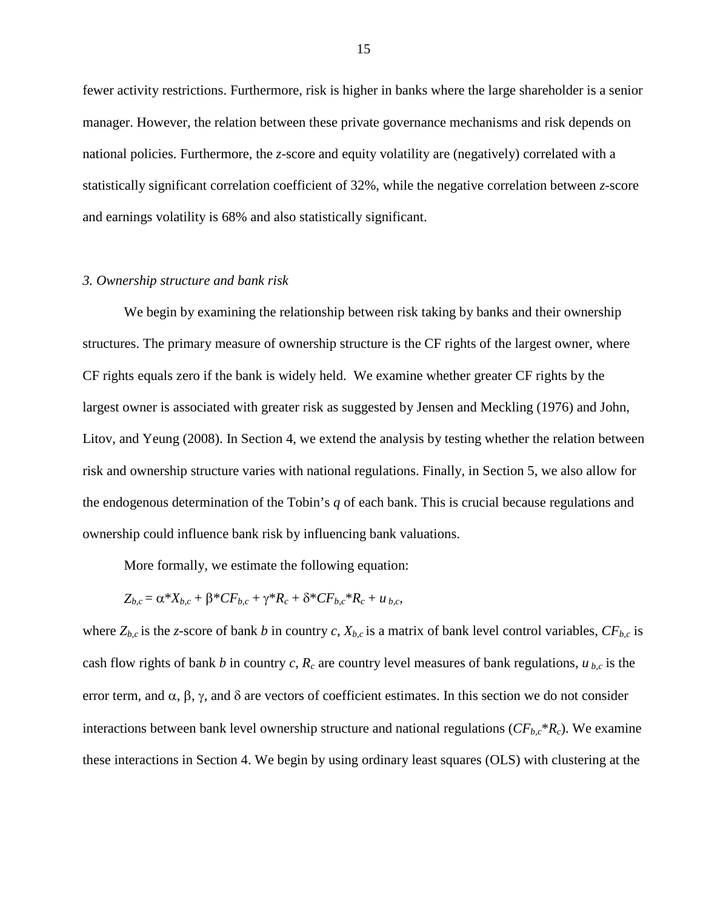fewer activity restrictions. Furthermore, risk is higher in banks where the large shareholder is a senior manager. However, the relation between these private governance mechanisms and risk depends on national policies. Furthermore, the *z*-score and equity volatility are (negatively) correlated with a statistically significant correlation coefficient of 32%, while the negative correlation between *z*-score and earnings volatility is 68% and also statistically significant.

### *3. Ownership structure and bank risk*

We begin by examining the relationship between risk taking by banks and their ownership structures. The primary measure of ownership structure is the CF rights of the largest owner, where CF rights equals zero if the bank is widely held. We examine whether greater CF rights by the largest owner is associated with greater risk as suggested by Jensen and Meckling (1976) and John, Litov, and Yeung (2008). In Section 4, we extend the analysis by testing whether the relation between risk and ownership structure varies with national regulations. Finally, in Section 5, we also allow for the endogenous determination of the Tobin's *q* of each bank. This is crucial because regulations and ownership could influence bank risk by influencing bank valuations.

More formally, we estimate the following equation:

$$Z_{b,c} = \alpha * X_{b,c} + \beta * CF_{b,c} + \gamma * R_c + \delta * CF_{b,c} * R_c + u_{b,c},$$

where $Z_{b,c}$ is the *z*-score of bank *b* in country *c*, $X_{b,c}$ is a matrix of bank level control variables, $CF_{b,c}$ is cash flow rights of bank *b* in country *c*, $R_c$ are country level measures of bank regulations, $u_{b,c}$ is the error term, and $\alpha$, $\beta$, $\gamma$, and $\delta$ are vectors of coefficient estimates. In this section we do not consider interactions between bank level ownership structure and national regulations ($CF_{b,c}*R_c$). We examine these interactions in Section 4. We begin by using ordinary least squares (OLS) with clustering at the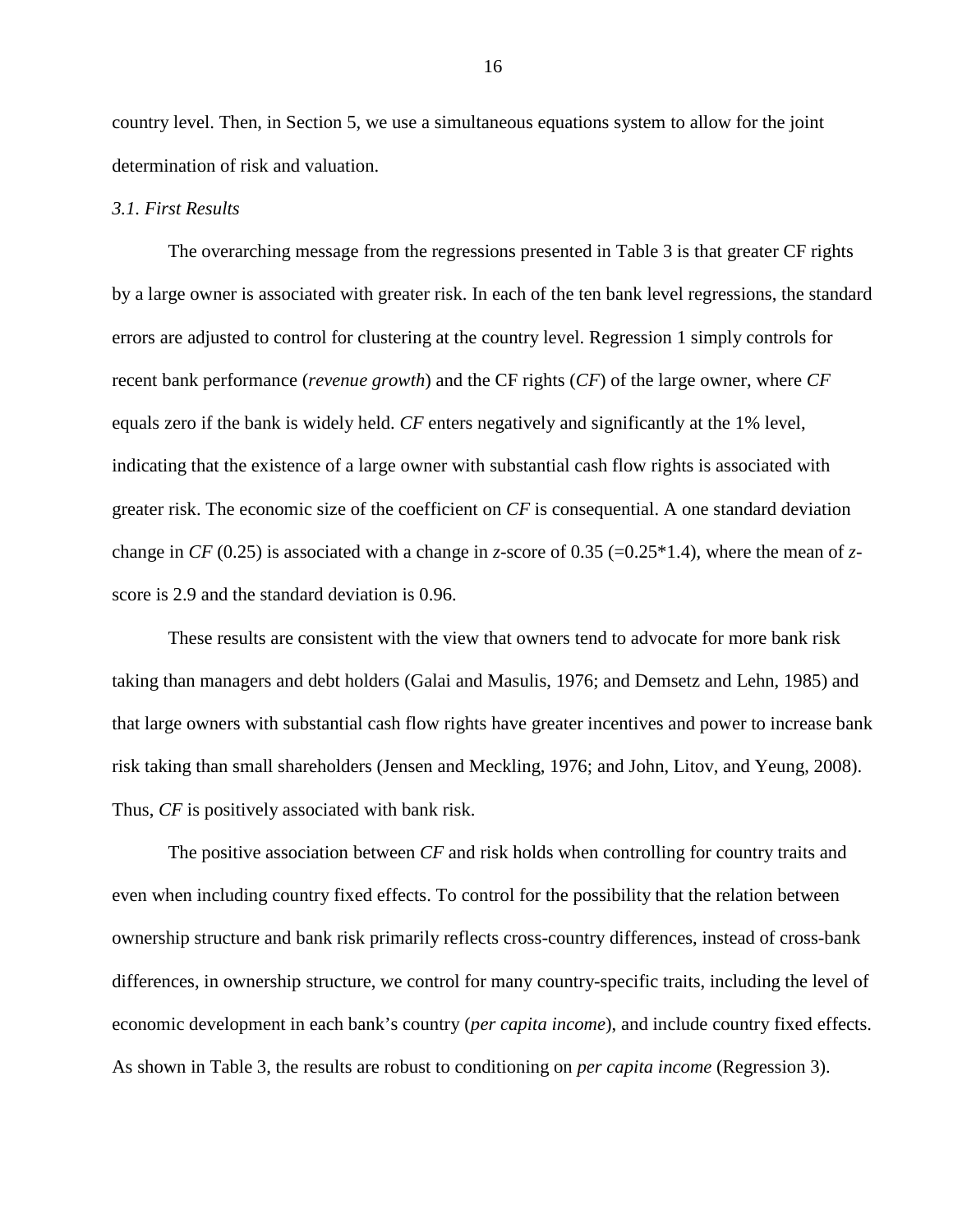country level. Then, in Section 5, we use a simultaneous equations system to allow for the joint determination of risk and valuation.

### *3.1. First Results*

The overarching message from the regressions presented in Table 3 is that greater CF rights by a large owner is associated with greater risk. In each of the ten bank level regressions, the standard errors are adjusted to control for clustering at the country level. Regression 1 simply controls for recent bank performance (*revenue growth*) and the CF rights (*CF*) of the large owner, where *CF* equals zero if the bank is widely held. *CF* enters negatively and significantly at the 1% level, indicating that the existence of a large owner with substantial cash flow rights is associated with greater risk. The economic size of the coefficient on *CF* is consequential. A one standard deviation change in *CF* (0.25) is associated with a change in *z*-score of 0.35 (=0.25*1.4), where the mean of *z*-score is 2.9 and the standard deviation is 0.96.

These results are consistent with the view that owners tend to advocate for more bank risk taking than managers and debt holders (Galai and Masulis, 1976; and Demsetz and Lehn, 1985) and that large owners with substantial cash flow rights have greater incentives and power to increase bank risk taking than small shareholders (Jensen and Meckling, 1976; and John, Litov, and Yeung, 2008). Thus, *CF* is positively associated with bank risk.

The positive association between *CF* and risk holds when controlling for country traits and even when including country fixed effects. To control for the possibility that the relation between ownership structure and bank risk primarily reflects cross-country differences, instead of cross-bank differences, in ownership structure, we control for many country-specific traits, including the level of economic development in each bank's country (*per capita income*), and include country fixed effects. As shown in Table 3, the results are robust to conditioning on *per capita income* (Regression 3).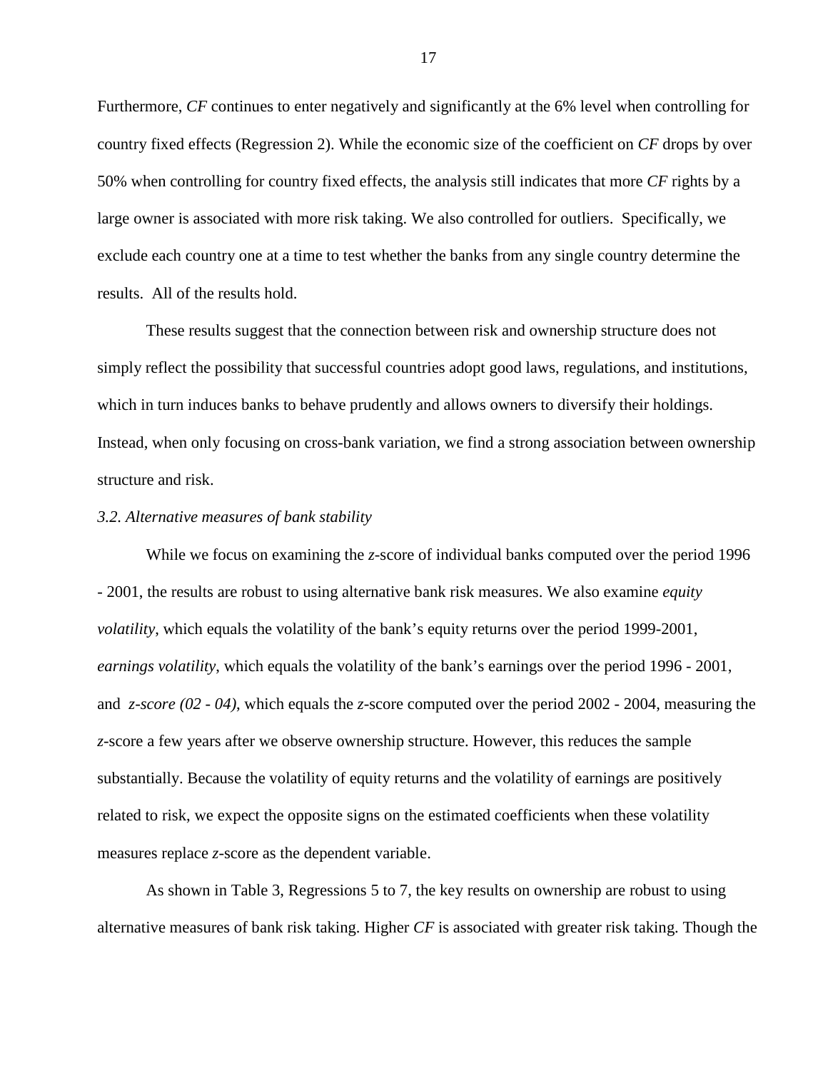Furthermore, *CF* continues to enter negatively and significantly at the 6% level when controlling for country fixed effects (Regression 2). While the economic size of the coefficient on *CF* drops by over 50% when controlling for country fixed effects, the analysis still indicates that more *CF* rights by a large owner is associated with more risk taking. We also controlled for outliers. Specifically, we exclude each country one at a time to test whether the banks from any single country determine the results. All of the results hold.

These results suggest that the connection between risk and ownership structure does not simply reflect the possibility that successful countries adopt good laws, regulations, and institutions, which in turn induces banks to behave prudently and allows owners to diversify their holdings. Instead, when only focusing on cross-bank variation, we find a strong association between ownership structure and risk.

### *3.2. Alternative measures of bank stability*

While we focus on examining the *z*-score of individual banks computed over the period 1996 - 2001, the results are robust to using alternative bank risk measures. We also examine *equity volatility*, which equals the volatility of the bank's equity returns over the period 1999-2001, *earnings volatility*, which equals the volatility of the bank's earnings over the period 1996 - 2001, and *z-score (02 - 04)*, which equals the *z*-score computed over the period 2002 - 2004, measuring the *z*-score a few years after we observe ownership structure. However, this reduces the sample substantially. Because the volatility of equity returns and the volatility of earnings are positively related to risk, we expect the opposite signs on the estimated coefficients when these volatility measures replace *z*-score as the dependent variable.

As shown in Table 3, Regressions 5 to 7, the key results on ownership are robust to using alternative measures of bank risk taking. Higher *CF* is associated with greater risk taking. Though the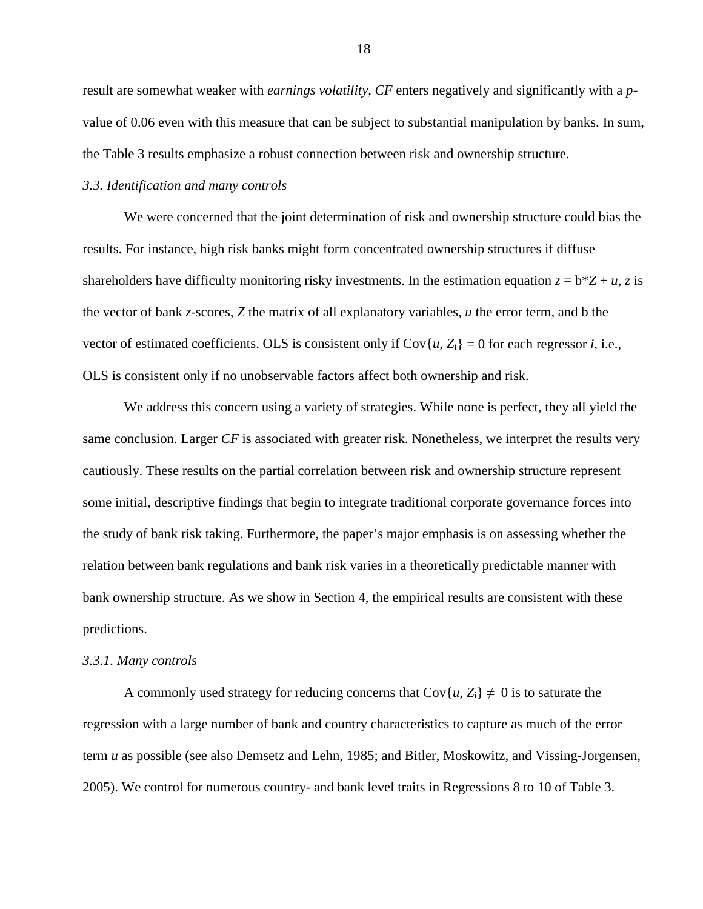result are somewhat weaker with *earnings volatility*, *CF* enters negatively and significantly with a *p*-value of 0.06 even with this measure that can be subject to substantial manipulation by banks. In sum, the Table 3 results emphasize a robust connection between risk and ownership structure.

### *3.3. Identification and many controls*

We were concerned that the joint determination of risk and ownership structure could bias the results. For instance, high risk banks might form concentrated ownership structures if diffuse shareholders have difficulty monitoring risky investments. In the estimation equation $z = b^*Z + u$, $z$ is the vector of bank *z*-scores, $Z$ the matrix of all explanatory variables, $u$ the error term, and b the vector of estimated coefficients. OLS is consistent only if $\text{Cov}\{u, Z_i\} = 0$ for each regressor $i$, i.e., OLS is consistent only if no unobservable factors affect both ownership and risk.

We address this concern using a variety of strategies. While none is perfect, they all yield the same conclusion. Larger *CF* is associated with greater risk. Nonetheless, we interpret the results very cautiously. These results on the partial correlation between risk and ownership structure represent some initial, descriptive findings that begin to integrate traditional corporate governance forces into the study of bank risk taking. Furthermore, the paper's major emphasis is on assessing whether the relation between bank regulations and bank risk varies in a theoretically predictable manner with bank ownership structure. As we show in Section 4, the empirical results are consistent with these predictions.

#### *3.3.1. Many controls*

A commonly used strategy for reducing concerns that $\text{Cov}\{u, Z_i\} \neq 0$ is to saturate the regression with a large number of bank and country characteristics to capture as much of the error term $u$ as possible (see also Demsetz and Lehn, 1985; and Bitler, Moskowitz, and Vissing-Jorgensen, 2005). We control for numerous country- and bank level traits in Regressions 8 to 10 of Table 3.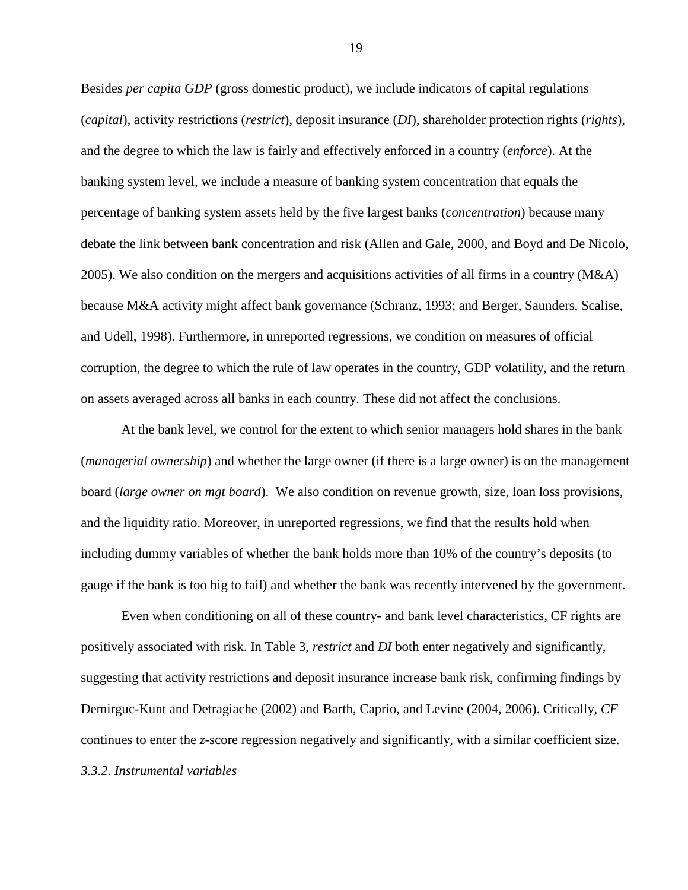Besides *per capita GDP* (gross domestic product), we include indicators of capital regulations (*capital*), activity restrictions (*restrict*), deposit insurance (*DI*), shareholder protection rights (*rights*), and the degree to which the law is fairly and effectively enforced in a country (*enforce*). At the banking system level, we include a measure of banking system concentration that equals the percentage of banking system assets held by the five largest banks (*concentration*) because many debate the link between bank concentration and risk (Allen and Gale, 2000, and Boyd and De Nicolo, 2005). We also condition on the mergers and acquisitions activities of all firms in a country (M&A) because M&A activity might affect bank governance (Schranz, 1993; and Berger, Saunders, Scalise, and Udell, 1998). Furthermore, in unreported regressions, we condition on measures of official corruption, the degree to which the rule of law operates in the country, GDP volatility, and the return on assets averaged across all banks in each country. These did not affect the conclusions.

At the bank level, we control for the extent to which senior managers hold shares in the bank (*managerial ownership*) and whether the large owner (if there is a large owner) is on the management board (*large owner on mgt board*). We also condition on revenue growth, size, loan loss provisions, and the liquidity ratio. Moreover, in unreported regressions, we find that the results hold when including dummy variables of whether the bank holds more than 10% of the country's deposits (to gauge if the bank is too big to fail) and whether the bank was recently intervened by the government.

Even when conditioning on all of these country- and bank level characteristics, CF rights are positively associated with risk. In Table 3, *restrict* and *DI* both enter negatively and significantly, suggesting that activity restrictions and deposit insurance increase bank risk, confirming findings by Demirguc-Kunt and Detragiache (2002) and Barth, Caprio, and Levine (2004, 2006). Critically, *CF* continues to enter the *z*-score regression negatively and significantly, with a similar coefficient size.

*3.3.2. Instrumental variables*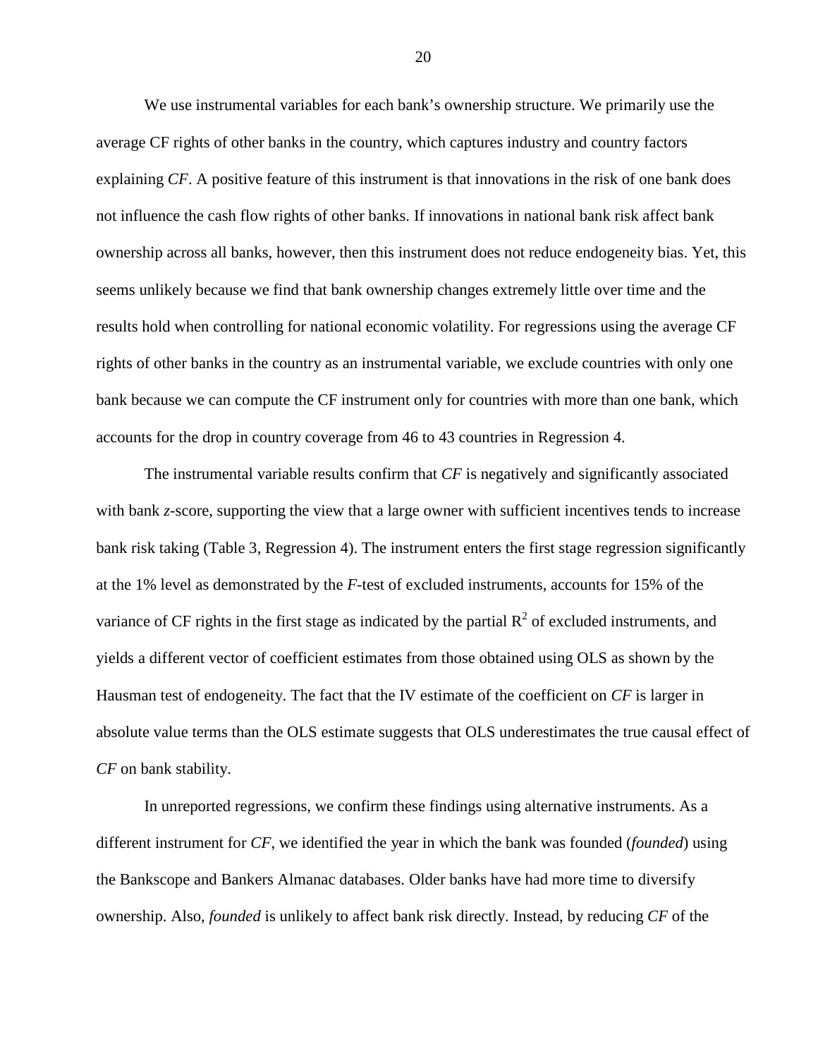We use instrumental variables for each bank's ownership structure. We primarily use the average CF rights of other banks in the country, which captures industry and country factors explaining *CF*. A positive feature of this instrument is that innovations in the risk of one bank does not influence the cash flow rights of other banks. If innovations in national bank risk affect bank ownership across all banks, however, then this instrument does not reduce endogeneity bias. Yet, this seems unlikely because we find that bank ownership changes extremely little over time and the results hold when controlling for national economic volatility. For regressions using the average CF rights of other banks in the country as an instrumental variable, we exclude countries with only one bank because we can compute the CF instrument only for countries with more than one bank, which accounts for the drop in country coverage from 46 to 43 countries in Regression 4.

The instrumental variable results confirm that *CF* is negatively and significantly associated with bank *z*-score, supporting the view that a large owner with sufficient incentives tends to increase bank risk taking (Table 3, Regression 4). The instrument enters the first stage regression significantly at the 1% level as demonstrated by the *F*-test of excluded instruments, accounts for 15% of the variance of CF rights in the first stage as indicated by the partial $R^2$ of excluded instruments, and yields a different vector of coefficient estimates from those obtained using OLS as shown by the Hausman test of endogeneity. The fact that the IV estimate of the coefficient on *CF* is larger in absolute value terms than the OLS estimate suggests that OLS underestimates the true causal effect of *CF* on bank stability.

In unreported regressions, we confirm these findings using alternative instruments. As a different instrument for *CF*, we identified the year in which the bank was founded (*founded*) using the Bankscope and Bankers Almanac databases. Older banks have had more time to diversify ownership. Also, *founded* is unlikely to affect bank risk directly. Instead, by reducing *CF* of the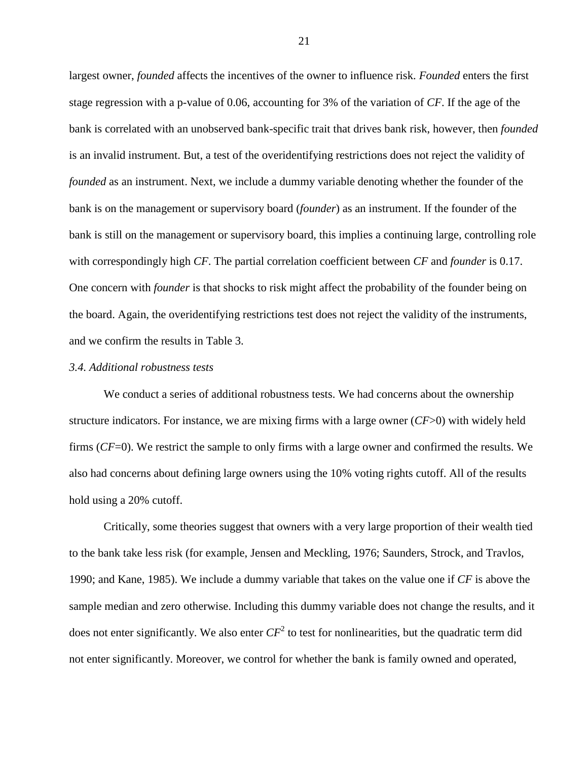largest owner, *founded* affects the incentives of the owner to influence risk. *Founded* enters the first stage regression with a p-value of 0.06, accounting for 3% of the variation of *CF*. If the age of the bank is correlated with an unobserved bank-specific trait that drives bank risk, however, then *founded* is an invalid instrument. But, a test of the overidentifying restrictions does not reject the validity of *founded* as an instrument. Next, we include a dummy variable denoting whether the founder of the bank is on the management or supervisory board (*founder*) as an instrument. If the founder of the bank is still on the management or supervisory board, this implies a continuing large, controlling role with correspondingly high *CF*. The partial correlation coefficient between *CF* and *founder* is 0.17. One concern with *founder* is that shocks to risk might affect the probability of the founder being on the board. Again, the overidentifying restrictions test does not reject the validity of the instruments, and we confirm the results in Table 3.

### *3.4. Additional robustness tests*

We conduct a series of additional robustness tests. We had concerns about the ownership structure indicators. For instance, we are mixing firms with a large owner ($CF>0$) with widely held firms ($CF=0$). We restrict the sample to only firms with a large owner and confirmed the results. We also had concerns about defining large owners using the 10% voting rights cutoff. All of the results hold using a 20% cutoff.

Critically, some theories suggest that owners with a very large proportion of their wealth tied to the bank take less risk (for example, Jensen and Meckling, 1976; Saunders, Strock, and Travlos, 1990; and Kane, 1985). We include a dummy variable that takes on the value one if *CF* is above the sample median and zero otherwise. Including this dummy variable does not change the results, and it does not enter significantly. We also enter $CF^2$ to test for nonlinearities, but the quadratic term did not enter significantly. Moreover, we control for whether the bank is family owned and operated,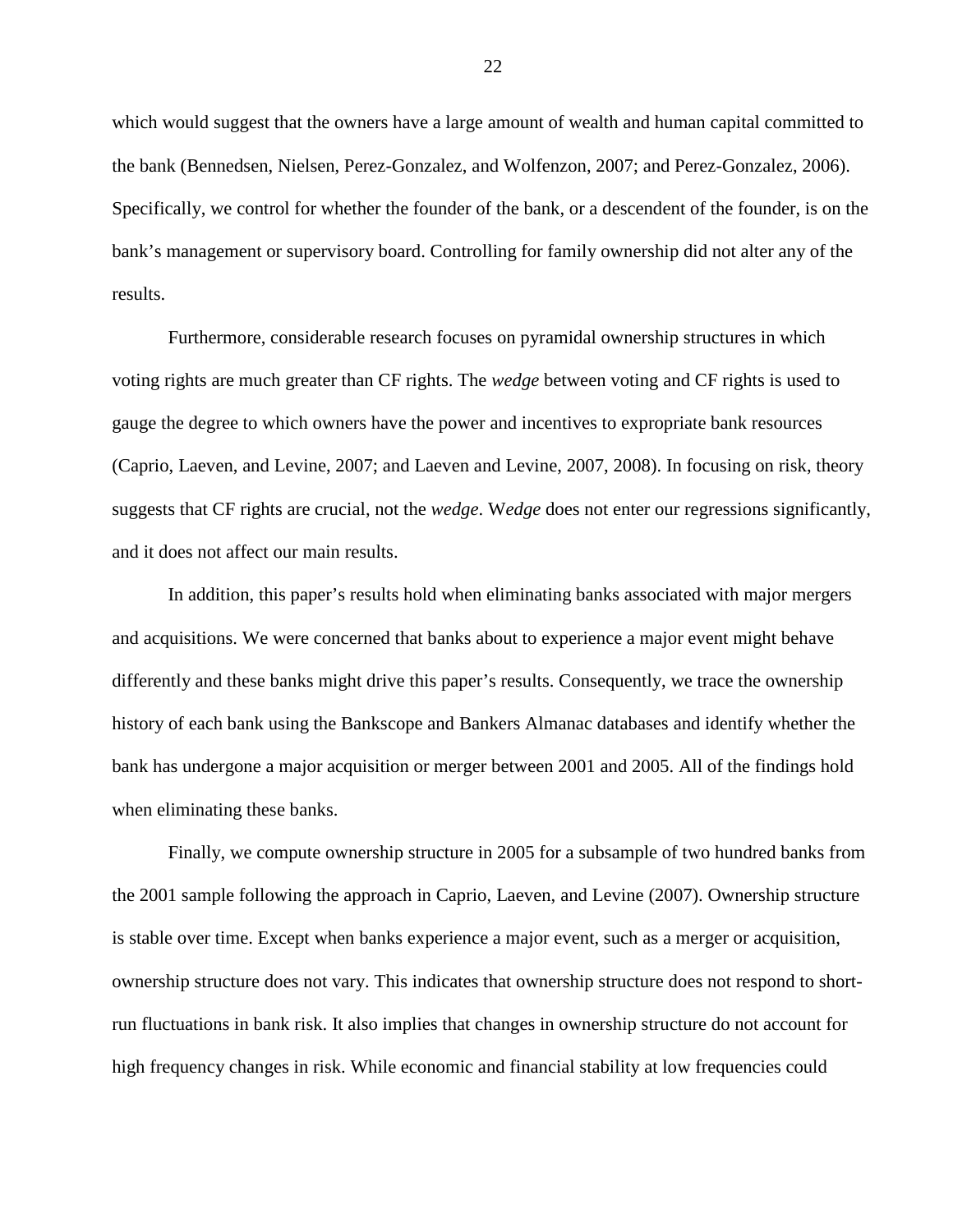which would suggest that the owners have a large amount of wealth and human capital committed to the bank (Bennedsen, Nielsen, Perez-Gonzalez, and Wolfenzon, 2007; and Perez-Gonzalez, 2006). Specifically, we control for whether the founder of the bank, or a descendent of the founder, is on the bank's management or supervisory board. Controlling for family ownership did not alter any of the results.

Furthermore, considerable research focuses on pyramidal ownership structures in which voting rights are much greater than CF rights. The *wedge* between voting and CF rights is used to gauge the degree to which owners have the power and incentives to expropriate bank resources (Caprio, Laeven, and Levine, 2007; and Laeven and Levine, 2007, 2008). In focusing on risk, theory suggests that CF rights are crucial, not the *wedge*. W*edge* does not enter our regressions significantly, and it does not affect our main results.

In addition, this paper's results hold when eliminating banks associated with major mergers and acquisitions. We were concerned that banks about to experience a major event might behave differently and these banks might drive this paper's results. Consequently, we trace the ownership history of each bank using the Bankscope and Bankers Almanac databases and identify whether the bank has undergone a major acquisition or merger between 2001 and 2005. All of the findings hold when eliminating these banks.

Finally, we compute ownership structure in 2005 for a subsample of two hundred banks from the 2001 sample following the approach in Caprio, Laeven, and Levine (2007). Ownership structure is stable over time. Except when banks experience a major event, such as a merger or acquisition, ownership structure does not vary. This indicates that ownership structure does not respond to short-run fluctuations in bank risk. It also implies that changes in ownership structure do not account for high frequency changes in risk. While economic and financial stability at low frequencies could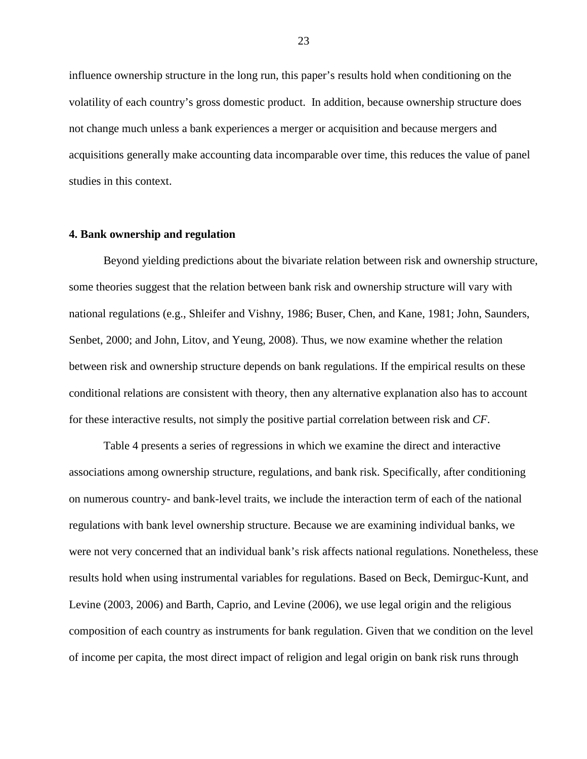influence ownership structure in the long run, this paper's results hold when conditioning on the volatility of each country's gross domestic product. In addition, because ownership structure does not change much unless a bank experiences a merger or acquisition and because mergers and acquisitions generally make accounting data incomparable over time, this reduces the value of panel studies in this context.

## 4. Bank ownership and regulation

Beyond yielding predictions about the bivariate relation between risk and ownership structure, some theories suggest that the relation between bank risk and ownership structure will vary with national regulations (e.g., Shleifer and Vishny, 1986; Buser, Chen, and Kane, 1981; John, Saunders, Senbet, 2000; and John, Litov, and Yeung, 2008). Thus, we now examine whether the relation between risk and ownership structure depends on bank regulations. If the empirical results on these conditional relations are consistent with theory, then any alternative explanation also has to account for these interactive results, not simply the positive partial correlation between risk and *CF*.

Table 4 presents a series of regressions in which we examine the direct and interactive associations among ownership structure, regulations, and bank risk. Specifically, after conditioning on numerous country- and bank-level traits, we include the interaction term of each of the national regulations with bank level ownership structure. Because we are examining individual banks, we were not very concerned that an individual bank's risk affects national regulations. Nonetheless, these results hold when using instrumental variables for regulations. Based on Beck, Demirguc-Kunt, and Levine (2003, 2006) and Barth, Caprio, and Levine (2006), we use legal origin and the religious composition of each country as instruments for bank regulation. Given that we condition on the level of income per capita, the most direct impact of religion and legal origin on bank risk runs through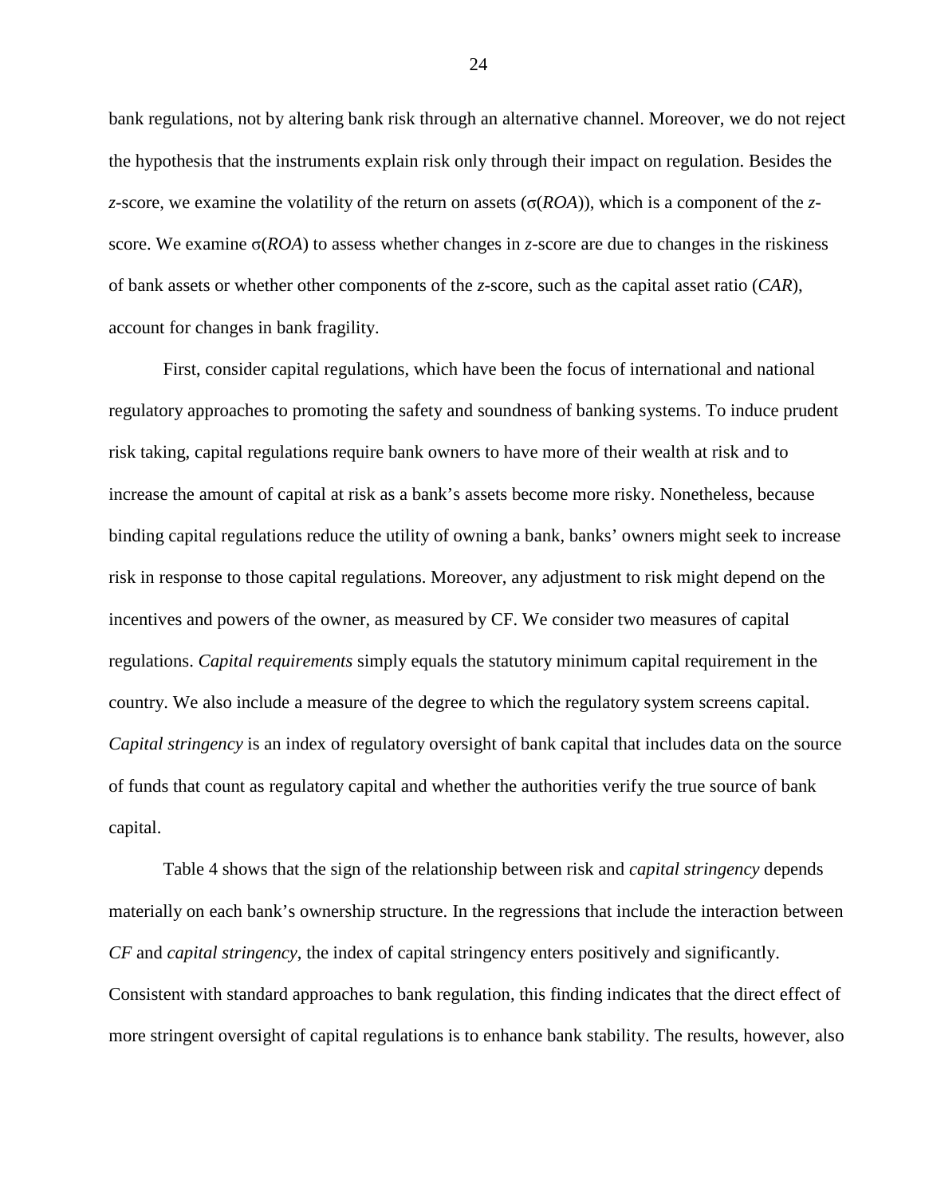bank regulations, not by altering bank risk through an alternative channel. Moreover, we do not reject the hypothesis that the instruments explain risk only through their impact on regulation. Besides the *z*-score, we examine the volatility of the return on assets ($\sigma$(*ROA*)), which is a component of the *z*-score. We examine $\sigma$(*ROA*) to assess whether changes in *z*-score are due to changes in the riskiness of bank assets or whether other components of the *z*-score, such as the capital asset ratio (*CAR*), account for changes in bank fragility.

First, consider capital regulations, which have been the focus of international and national regulatory approaches to promoting the safety and soundness of banking systems. To induce prudent risk taking, capital regulations require bank owners to have more of their wealth at risk and to increase the amount of capital at risk as a bank's assets become more risky. Nonetheless, because binding capital regulations reduce the utility of owning a bank, banks' owners might seek to increase risk in response to those capital regulations. Moreover, any adjustment to risk might depend on the incentives and powers of the owner, as measured by CF. We consider two measures of capital regulations. *Capital requirements* simply equals the statutory minimum capital requirement in the country. We also include a measure of the degree to which the regulatory system screens capital. *Capital stringency* is an index of regulatory oversight of bank capital that includes data on the source of funds that count as regulatory capital and whether the authorities verify the true source of bank capital.

Table 4 shows that the sign of the relationship between risk and *capital stringency* depends materially on each bank's ownership structure. In the regressions that include the interaction between *CF* and *capital stringency*, the index of capital stringency enters positively and significantly. Consistent with standard approaches to bank regulation, this finding indicates that the direct effect of more stringent oversight of capital regulations is to enhance bank stability. The results, however, also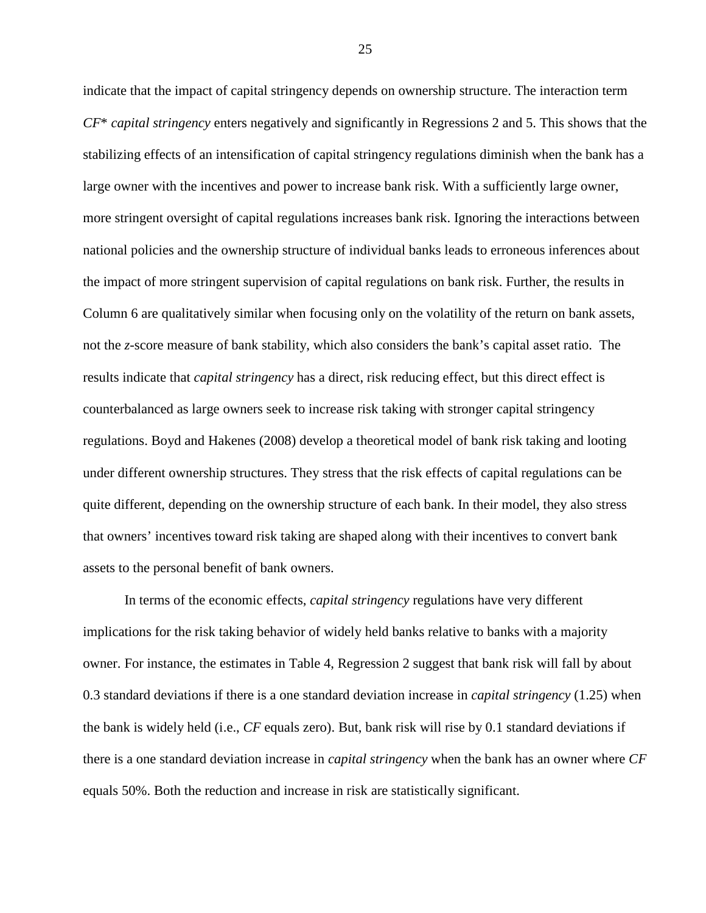indicate that the impact of capital stringency depends on ownership structure. The interaction term *CF*\* *capital stringency* enters negatively and significantly in Regressions 2 and 5. This shows that the stabilizing effects of an intensification of capital stringency regulations diminish when the bank has a large owner with the incentives and power to increase bank risk. With a sufficiently large owner, more stringent oversight of capital regulations increases bank risk. Ignoring the interactions between national policies and the ownership structure of individual banks leads to erroneous inferences about the impact of more stringent supervision of capital regulations on bank risk. Further, the results in Column 6 are qualitatively similar when focusing only on the volatility of the return on bank assets, not the *z*-score measure of bank stability, which also considers the bank's capital asset ratio. The results indicate that *capital stringency* has a direct, risk reducing effect, but this direct effect is counterbalanced as large owners seek to increase risk taking with stronger capital stringency regulations. Boyd and Hakenes (2008) develop a theoretical model of bank risk taking and looting under different ownership structures. They stress that the risk effects of capital regulations can be quite different, depending on the ownership structure of each bank. In their model, they also stress that owners' incentives toward risk taking are shaped along with their incentives to convert bank assets to the personal benefit of bank owners.

In terms of the economic effects, *capital stringency* regulations have very different implications for the risk taking behavior of widely held banks relative to banks with a majority owner. For instance, the estimates in Table 4, Regression 2 suggest that bank risk will fall by about 0.3 standard deviations if there is a one standard deviation increase in *capital stringency* (1.25) when the bank is widely held (i.e., *CF* equals zero). But, bank risk will rise by 0.1 standard deviations if there is a one standard deviation increase in *capital stringency* when the bank has an owner where *CF* equals 50%. Both the reduction and increase in risk are statistically significant.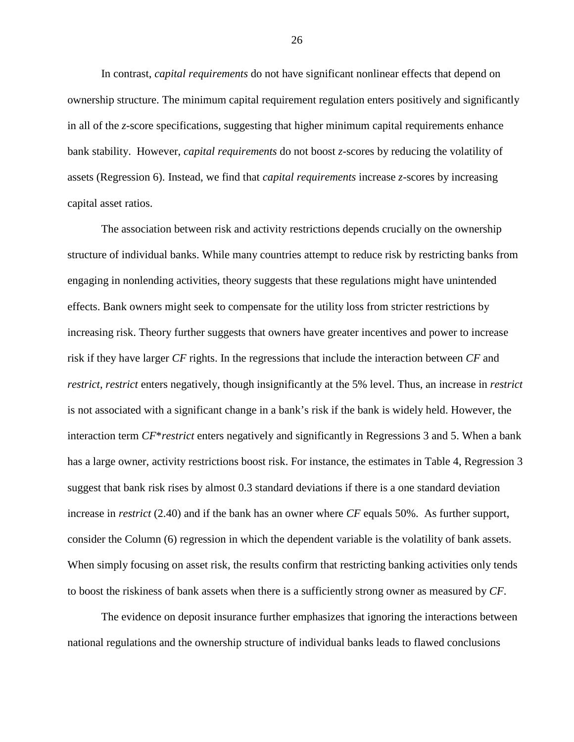In contrast, *capital requirements* do not have significant nonlinear effects that depend on ownership structure. The minimum capital requirement regulation enters positively and significantly in all of the *z*-score specifications, suggesting that higher minimum capital requirements enhance bank stability. However, *capital requirements* do not boost *z*-scores by reducing the volatility of assets (Regression 6). Instead, we find that *capital requirements* increase *z*-scores by increasing capital asset ratios.

The association between risk and activity restrictions depends crucially on the ownership structure of individual banks. While many countries attempt to reduce risk by restricting banks from engaging in nonlending activities, theory suggests that these regulations might have unintended effects. Bank owners might seek to compensate for the utility loss from stricter restrictions by increasing risk. Theory further suggests that owners have greater incentives and power to increase risk if they have larger *CF* rights. In the regressions that include the interaction between *CF* and *restrict*, *restrict* enters negatively, though insignificantly at the 5% level. Thus, an increase in *restrict* is not associated with a significant change in a bank's risk if the bank is widely held. However, the interaction term *CF*\**restrict* enters negatively and significantly in Regressions 3 and 5. When a bank has a large owner, activity restrictions boost risk. For instance, the estimates in Table 4, Regression 3 suggest that bank risk rises by almost 0.3 standard deviations if there is a one standard deviation increase in *restrict* (2.40) and if the bank has an owner where *CF* equals 50%. As further support, consider the Column (6) regression in which the dependent variable is the volatility of bank assets. When simply focusing on asset risk, the results confirm that restricting banking activities only tends to boost the riskiness of bank assets when there is a sufficiently strong owner as measured by *CF*.

The evidence on deposit insurance further emphasizes that ignoring the interactions between national regulations and the ownership structure of individual banks leads to flawed conclusions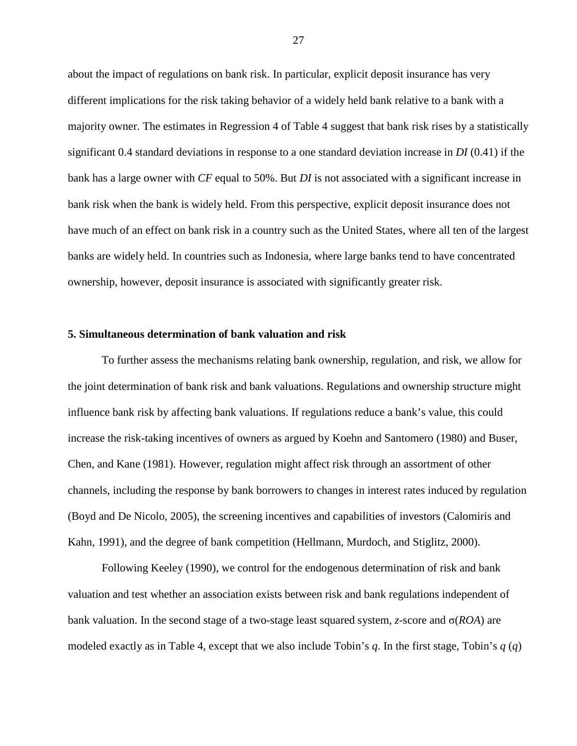about the impact of regulations on bank risk. In particular, explicit deposit insurance has very different implications for the risk taking behavior of a widely held bank relative to a bank with a majority owner. The estimates in Regression 4 of Table 4 suggest that bank risk rises by a statistically significant 0.4 standard deviations in response to a one standard deviation increase in *DI* (0.41) if the bank has a large owner with *CF* equal to 50%. But *DI* is not associated with a significant increase in bank risk when the bank is widely held. From this perspective, explicit deposit insurance does not have much of an effect on bank risk in a country such as the United States, where all ten of the largest banks are widely held. In countries such as Indonesia, where large banks tend to have concentrated ownership, however, deposit insurance is associated with significantly greater risk.

## 5. Simultaneous determination of bank valuation and risk

To further assess the mechanisms relating bank ownership, regulation, and risk, we allow for the joint determination of bank risk and bank valuations. Regulations and ownership structure might influence bank risk by affecting bank valuations. If regulations reduce a bank's value, this could increase the risk-taking incentives of owners as argued by Koehn and Santomero (1980) and Buser, Chen, and Kane (1981). However, regulation might affect risk through an assortment of other channels, including the response by bank borrowers to changes in interest rates induced by regulation (Boyd and De Nicolo, 2005), the screening incentives and capabilities of investors (Calomiris and Kahn, 1991), and the degree of bank competition (Hellmann, Murdoch, and Stiglitz, 2000).

Following Keeley (1990), we control for the endogenous determination of risk and bank valuation and test whether an association exists between risk and bank regulations independent of bank valuation. In the second stage of a two-stage least squared system, *z*-score and $\sigma(ROA)$ are modeled exactly as in Table 4, except that we also include Tobin's *q*. In the first stage, Tobin's *q* (*q*)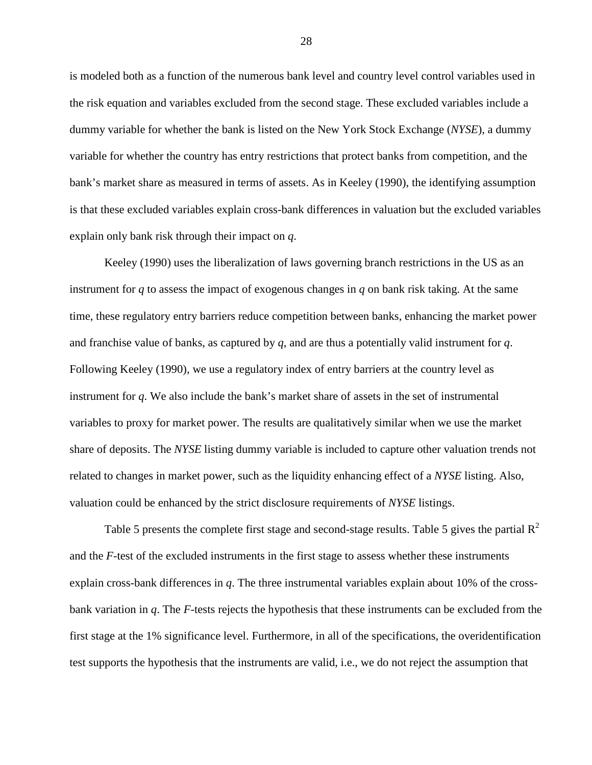is modeled both as a function of the numerous bank level and country level control variables used in the risk equation and variables excluded from the second stage. These excluded variables include a dummy variable for whether the bank is listed on the New York Stock Exchange (*NYSE*), a dummy variable for whether the country has entry restrictions that protect banks from competition, and the bank's market share as measured in terms of assets. As in Keeley (1990), the identifying assumption is that these excluded variables explain cross-bank differences in valuation but the excluded variables explain only bank risk through their impact on *q*.

Keeley (1990) uses the liberalization of laws governing branch restrictions in the US as an instrument for *q* to assess the impact of exogenous changes in *q* on bank risk taking. At the same time, these regulatory entry barriers reduce competition between banks, enhancing the market power and franchise value of banks, as captured by *q*, and are thus a potentially valid instrument for *q*. Following Keeley (1990), we use a regulatory index of entry barriers at the country level as instrument for *q*. We also include the bank's market share of assets in the set of instrumental variables to proxy for market power. The results are qualitatively similar when we use the market share of deposits. The *NYSE* listing dummy variable is included to capture other valuation trends not related to changes in market power, such as the liquidity enhancing effect of a *NYSE* listing. Also, valuation could be enhanced by the strict disclosure requirements of *NYSE* listings.

Table 5 presents the complete first stage and second-stage results. Table 5 gives the partial $R^2$ and the *F*-test of the excluded instruments in the first stage to assess whether these instruments explain cross-bank differences in *q*. The three instrumental variables explain about 10% of the cross-bank variation in *q*. The *F*-tests rejects the hypothesis that these instruments can be excluded from the first stage at the 1% significance level. Furthermore, in all of the specifications, the overidentification test supports the hypothesis that the instruments are valid, i.e., we do not reject the assumption that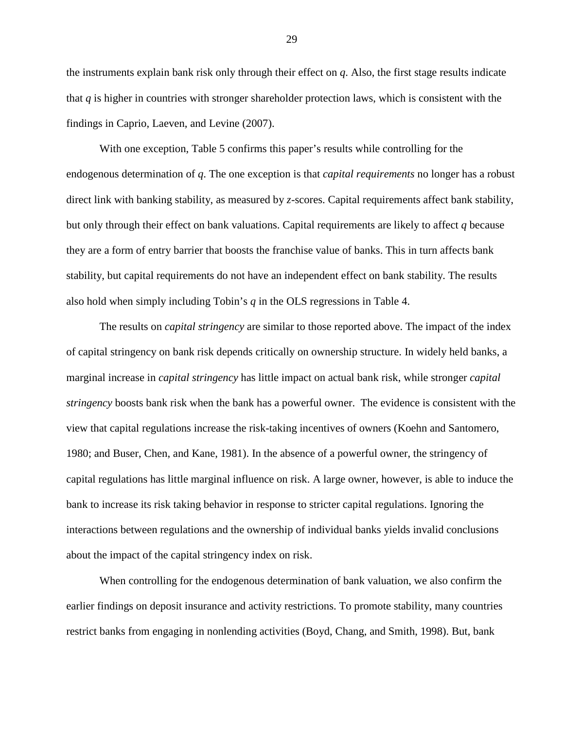the instruments explain bank risk only through their effect on *q*. Also, the first stage results indicate that *q* is higher in countries with stronger shareholder protection laws, which is consistent with the findings in Caprio, Laeven, and Levine (2007).

With one exception, Table 5 confirms this paper's results while controlling for the endogenous determination of *q*. The one exception is that *capital requirements* no longer has a robust direct link with banking stability, as measured by *z*-scores. Capital requirements affect bank stability, but only through their effect on bank valuations. Capital requirements are likely to affect *q* because they are a form of entry barrier that boosts the franchise value of banks. This in turn affects bank stability, but capital requirements do not have an independent effect on bank stability. The results also hold when simply including Tobin's *q* in the OLS regressions in Table 4.

The results on *capital stringency* are similar to those reported above. The impact of the index of capital stringency on bank risk depends critically on ownership structure. In widely held banks, a marginal increase in *capital stringency* has little impact on actual bank risk, while stronger *capital stringency* boosts bank risk when the bank has a powerful owner. The evidence is consistent with the view that capital regulations increase the risk-taking incentives of owners (Koehn and Santomero, 1980; and Buser, Chen, and Kane, 1981). In the absence of a powerful owner, the stringency of capital regulations has little marginal influence on risk. A large owner, however, is able to induce the bank to increase its risk taking behavior in response to stricter capital regulations. Ignoring the interactions between regulations and the ownership of individual banks yields invalid conclusions about the impact of the capital stringency index on risk.

When controlling for the endogenous determination of bank valuation, we also confirm the earlier findings on deposit insurance and activity restrictions. To promote stability, many countries restrict banks from engaging in nonlending activities (Boyd, Chang, and Smith, 1998). But, bank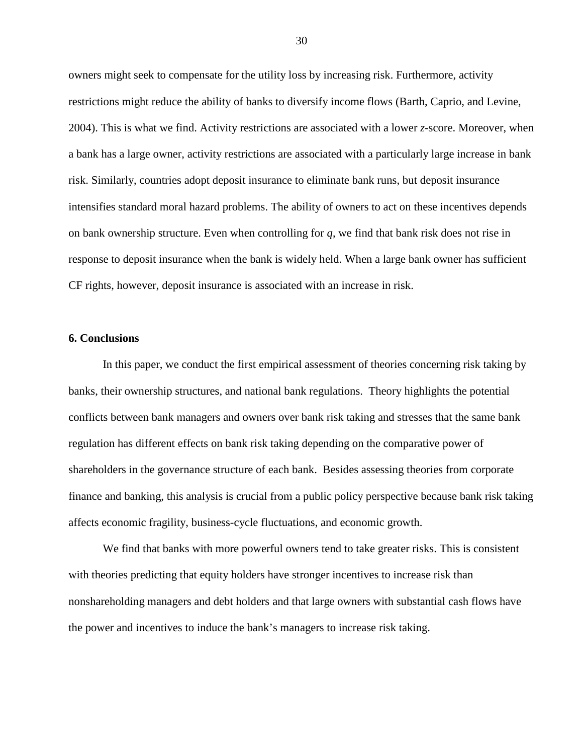owners might seek to compensate for the utility loss by increasing risk. Furthermore, activity restrictions might reduce the ability of banks to diversify income flows (Barth, Caprio, and Levine, 2004). This is what we find. Activity restrictions are associated with a lower *z*-score. Moreover, when a bank has a large owner, activity restrictions are associated with a particularly large increase in bank risk. Similarly, countries adopt deposit insurance to eliminate bank runs, but deposit insurance intensifies standard moral hazard problems. The ability of owners to act on these incentives depends on bank ownership structure. Even when controlling for *q*, we find that bank risk does not rise in response to deposit insurance when the bank is widely held. When a large bank owner has sufficient CF rights, however, deposit insurance is associated with an increase in risk.

## 6. Conclusions

In this paper, we conduct the first empirical assessment of theories concerning risk taking by banks, their ownership structures, and national bank regulations. Theory highlights the potential conflicts between bank managers and owners over bank risk taking and stresses that the same bank regulation has different effects on bank risk taking depending on the comparative power of shareholders in the governance structure of each bank. Besides assessing theories from corporate finance and banking, this analysis is crucial from a public policy perspective because bank risk taking affects economic fragility, business-cycle fluctuations, and economic growth.

We find that banks with more powerful owners tend to take greater risks. This is consistent with theories predicting that equity holders have stronger incentives to increase risk than nonshareholding managers and debt holders and that large owners with substantial cash flows have the power and incentives to induce the bank's managers to increase risk taking.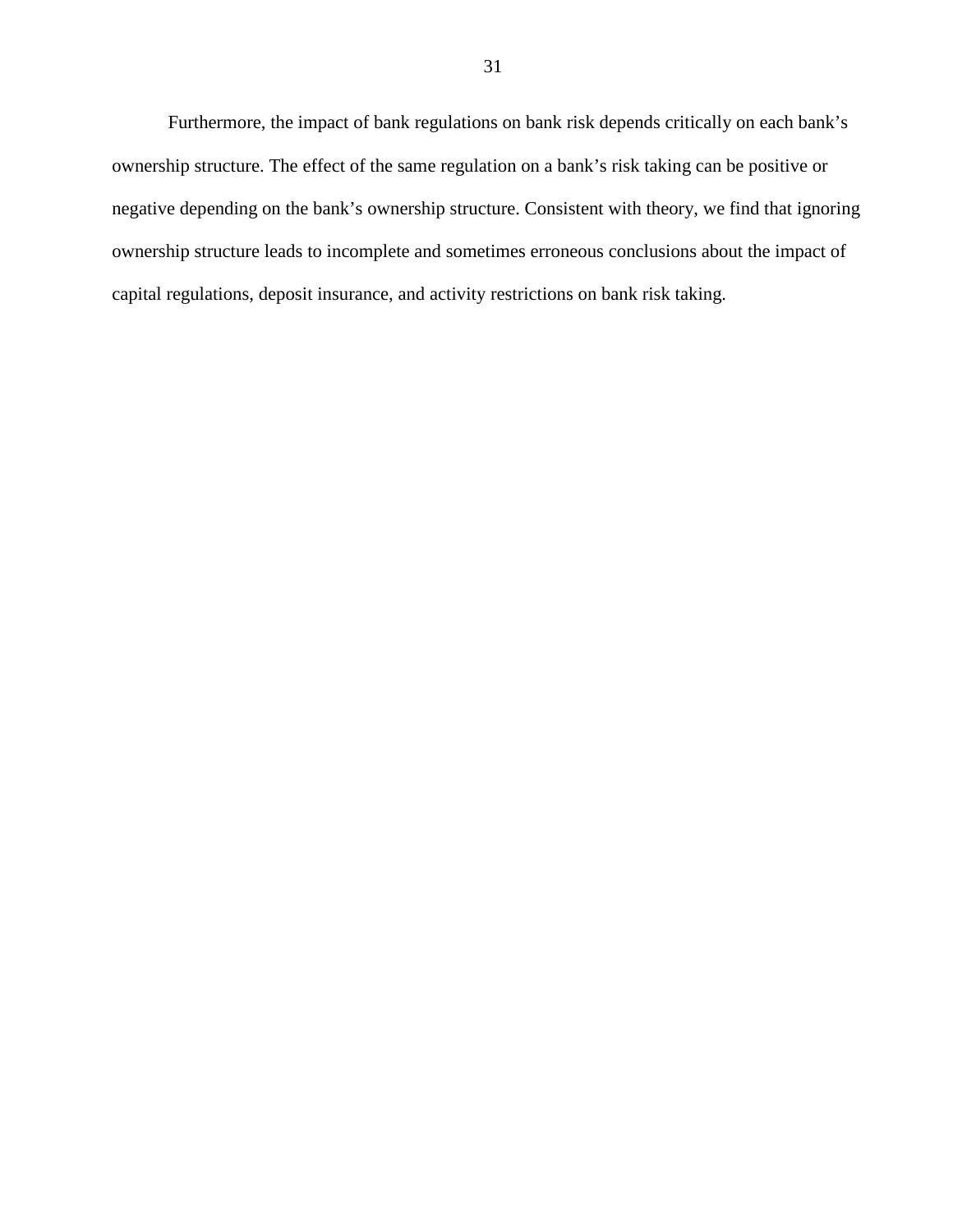Furthermore, the impact of bank regulations on bank risk depends critically on each bank’s ownership structure. The effect of the same regulation on a bank’s risk taking can be positive or negative depending on the bank’s ownership structure. Consistent with theory, we find that ignoring ownership structure leads to incomplete and sometimes erroneous conclusions about the impact of capital regulations, deposit insurance, and activity restrictions on bank risk taking.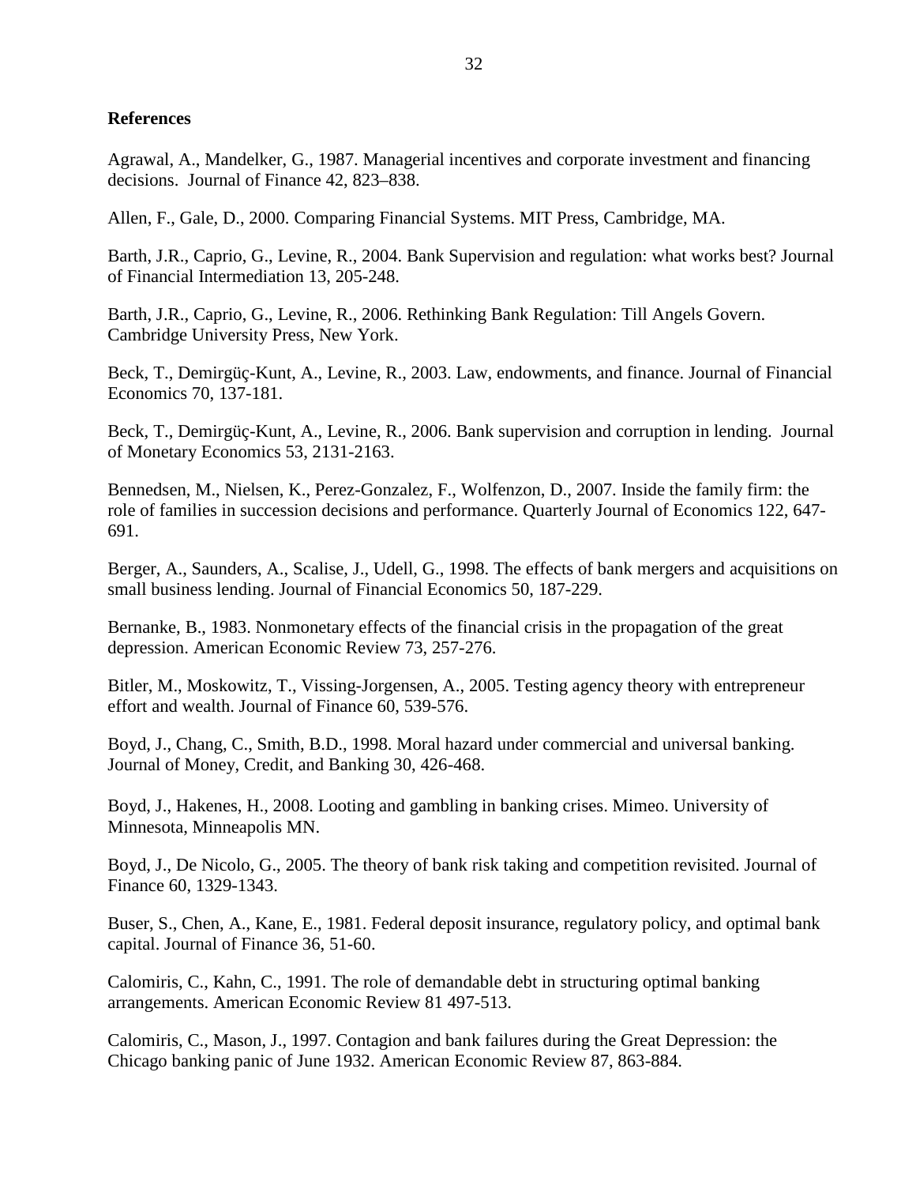**References**

Agrawal, A., Mandelker, G., 1987. Managerial incentives and corporate investment and financing decisions. Journal of Finance 42, 823–838.

Allen, F., Gale, D., 2000. Comparing Financial Systems. MIT Press, Cambridge, MA.

Barth, J.R., Caprio, G., Levine, R., 2004. Bank Supervision and regulation: what works best? Journal of Financial Intermediation 13, 205-248.

Barth, J.R., Caprio, G., Levine, R., 2006. Rethinking Bank Regulation: Till Angels Govern. Cambridge University Press, New York.

Beck, T., Demirgüç-Kunt, A., Levine, R., 2003. Law, endowments, and finance. Journal of Financial Economics 70, 137-181.

Beck, T., Demirgüç-Kunt, A., Levine, R., 2006. Bank supervision and corruption in lending. Journal of Monetary Economics 53, 2131-2163.

Bennedsen, M., Nielsen, K., Perez-Gonzalez, F., Wolfenzon, D., 2007. Inside the family firm: the role of families in succession decisions and performance. Quarterly Journal of Economics 122, 647-691.

Berger, A., Saunders, A., Scalise, J., Udell, G., 1998. The effects of bank mergers and acquisitions on small business lending. Journal of Financial Economics 50, 187-229.

Bernanke, B., 1983. Nonmonetary effects of the financial crisis in the propagation of the great depression. American Economic Review 73, 257-276.

Bitler, M., Moskowitz, T., Vissing-Jorgensen, A., 2005. Testing agency theory with entrepreneur effort and wealth. Journal of Finance 60, 539-576.

Boyd, J., Chang, C., Smith, B.D., 1998. Moral hazard under commercial and universal banking. Journal of Money, Credit, and Banking 30, 426-468.

Boyd, J., Hakenes, H., 2008. Looting and gambling in banking crises. Mimeo. University of Minnesota, Minneapolis MN.

Boyd, J., De Nicolo, G., 2005. The theory of bank risk taking and competition revisited. Journal of Finance 60, 1329-1343.

Buser, S., Chen, A., Kane, E., 1981. Federal deposit insurance, regulatory policy, and optimal bank capital. Journal of Finance 36, 51-60.

Calomiris, C., Kahn, C., 1991. The role of demandable debt in structuring optimal banking arrangements. American Economic Review 81 497-513.

Calomiris, C., Mason, J., 1997. Contagion and bank failures during the Great Depression: the Chicago banking panic of June 1932. American Economic Review 87, 863-884.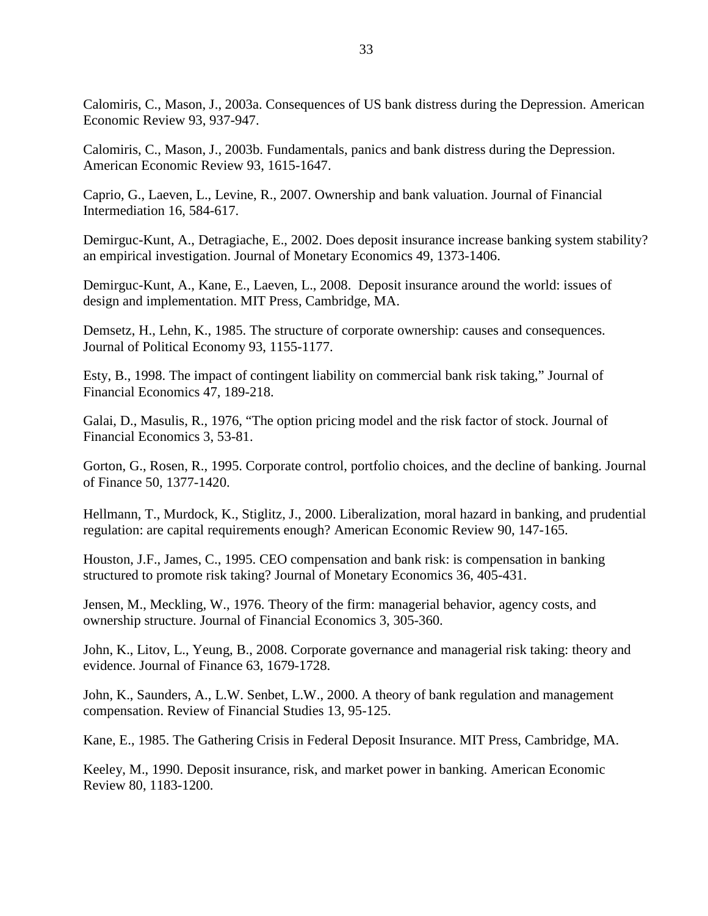Calomiris, C., Mason, J., 2003a. Consequences of US bank distress during the Depression. American Economic Review 93, 937-947.

Calomiris, C., Mason, J., 2003b. Fundamentals, panics and bank distress during the Depression. American Economic Review 93, 1615-1647.

Caprio, G., Laeven, L., Levine, R., 2007. Ownership and bank valuation. Journal of Financial Intermediation 16, 584-617.

Demirguc-Kunt, A., Detragiache, E., 2002. Does deposit insurance increase banking system stability? an empirical investigation. Journal of Monetary Economics 49, 1373-1406.

Demirguc-Kunt, A., Kane, E., Laeven, L., 2008. Deposit insurance around the world: issues of design and implementation. MIT Press, Cambridge, MA.

Demsetz, H., Lehn, K., 1985. The structure of corporate ownership: causes and consequences. Journal of Political Economy 93, 1155-1177.

Esty, B., 1998. The impact of contingent liability on commercial bank risk taking," Journal of Financial Economics 47, 189-218.

Galai, D., Masulis, R., 1976, "The option pricing model and the risk factor of stock. Journal of Financial Economics 3, 53-81.

Gorton, G., Rosen, R., 1995. Corporate control, portfolio choices, and the decline of banking. Journal of Finance 50, 1377-1420.

Hellmann, T., Murdock, K., Stiglitz, J., 2000. Liberalization, moral hazard in banking, and prudential regulation: are capital requirements enough? American Economic Review 90, 147-165.

Houston, J.F., James, C., 1995. CEO compensation and bank risk: is compensation in banking structured to promote risk taking? Journal of Monetary Economics 36, 405-431.

Jensen, M., Meckling, W., 1976. Theory of the firm: managerial behavior, agency costs, and ownership structure. Journal of Financial Economics 3, 305-360.

John, K., Litov, L., Yeung, B., 2008. Corporate governance and managerial risk taking: theory and evidence. Journal of Finance 63, 1679-1728.

John, K., Saunders, A., L.W. Senbet, L.W., 2000. A theory of bank regulation and management compensation. Review of Financial Studies 13, 95-125.

Kane, E., 1985. The Gathering Crisis in Federal Deposit Insurance. MIT Press, Cambridge, MA.

Keeley, M., 1990. Deposit insurance, risk, and market power in banking. American Economic Review 80, 1183-1200.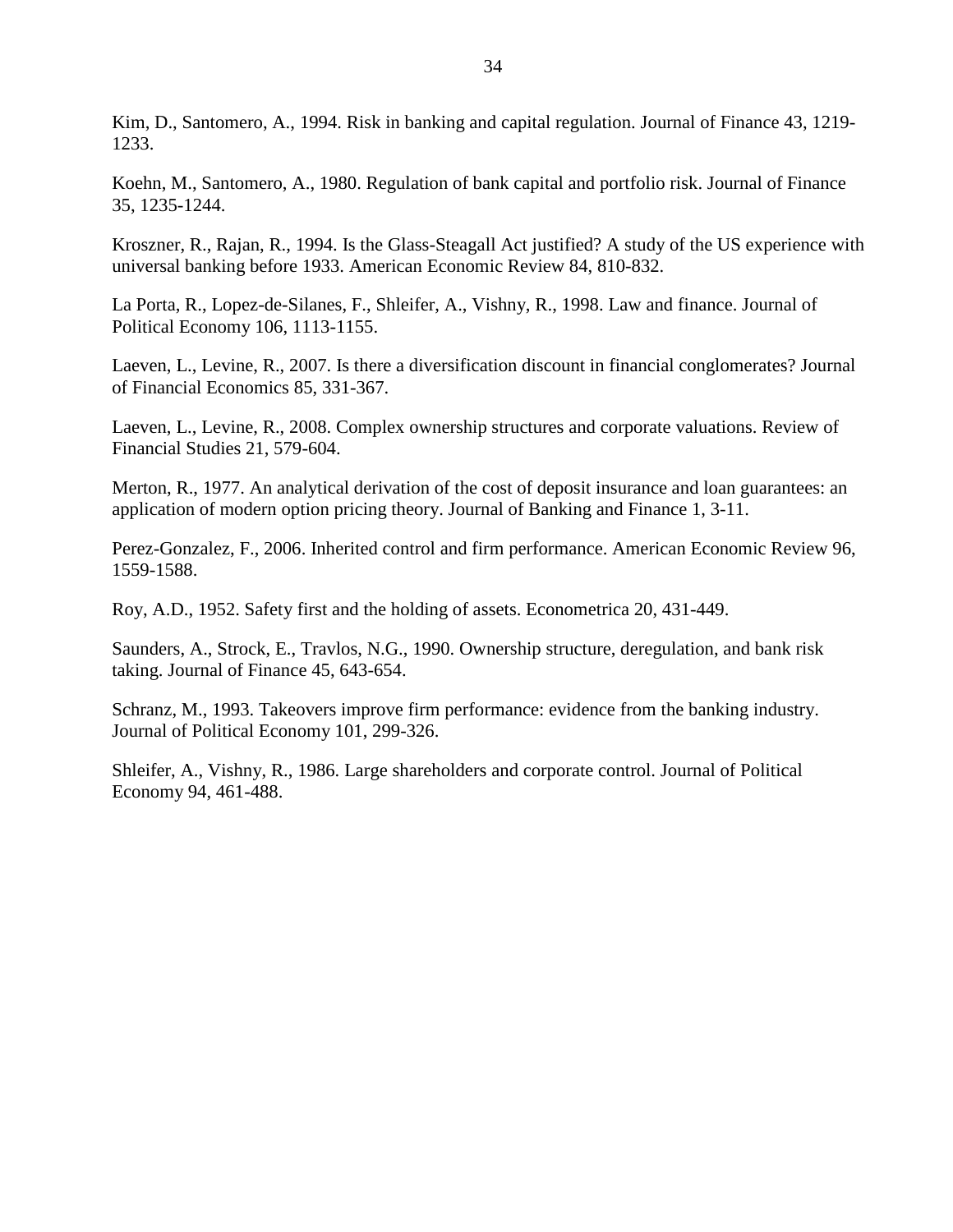Kim, D., Santomero, A., 1994. Risk in banking and capital regulation. Journal of Finance 43, 1219-1233.

Koehn, M., Santomero, A., 1980. Regulation of bank capital and portfolio risk. Journal of Finance 35, 1235-1244.

Kroszner, R., Rajan, R., 1994. Is the Glass-Steagall Act justified? A study of the US experience with universal banking before 1933. American Economic Review 84, 810-832.

La Porta, R., Lopez-de-Silanes, F., Shleifer, A., Vishny, R., 1998. Law and finance. Journal of Political Economy 106, 1113-1155.

Laeven, L., Levine, R., 2007. Is there a diversification discount in financial conglomerates? Journal of Financial Economics 85, 331-367.

Laeven, L., Levine, R., 2008. Complex ownership structures and corporate valuations. Review of Financial Studies 21, 579-604.

Merton, R., 1977. An analytical derivation of the cost of deposit insurance and loan guarantees: an application of modern option pricing theory. Journal of Banking and Finance 1, 3-11.

Perez-Gonzalez, F., 2006. Inherited control and firm performance. American Economic Review 96, 1559-1588.

Roy, A.D., 1952. Safety first and the holding of assets. Econometrica 20, 431-449.

Saunders, A., Strock, E., Travlos, N.G., 1990. Ownership structure, deregulation, and bank risk taking. Journal of Finance 45, 643-654.

Schranz, M., 1993. Takeovers improve firm performance: evidence from the banking industry. Journal of Political Economy 101, 299-326.

Shleifer, A., Vishny, R., 1986. Large shareholders and corporate control. Journal of Political Economy 94, 461-488.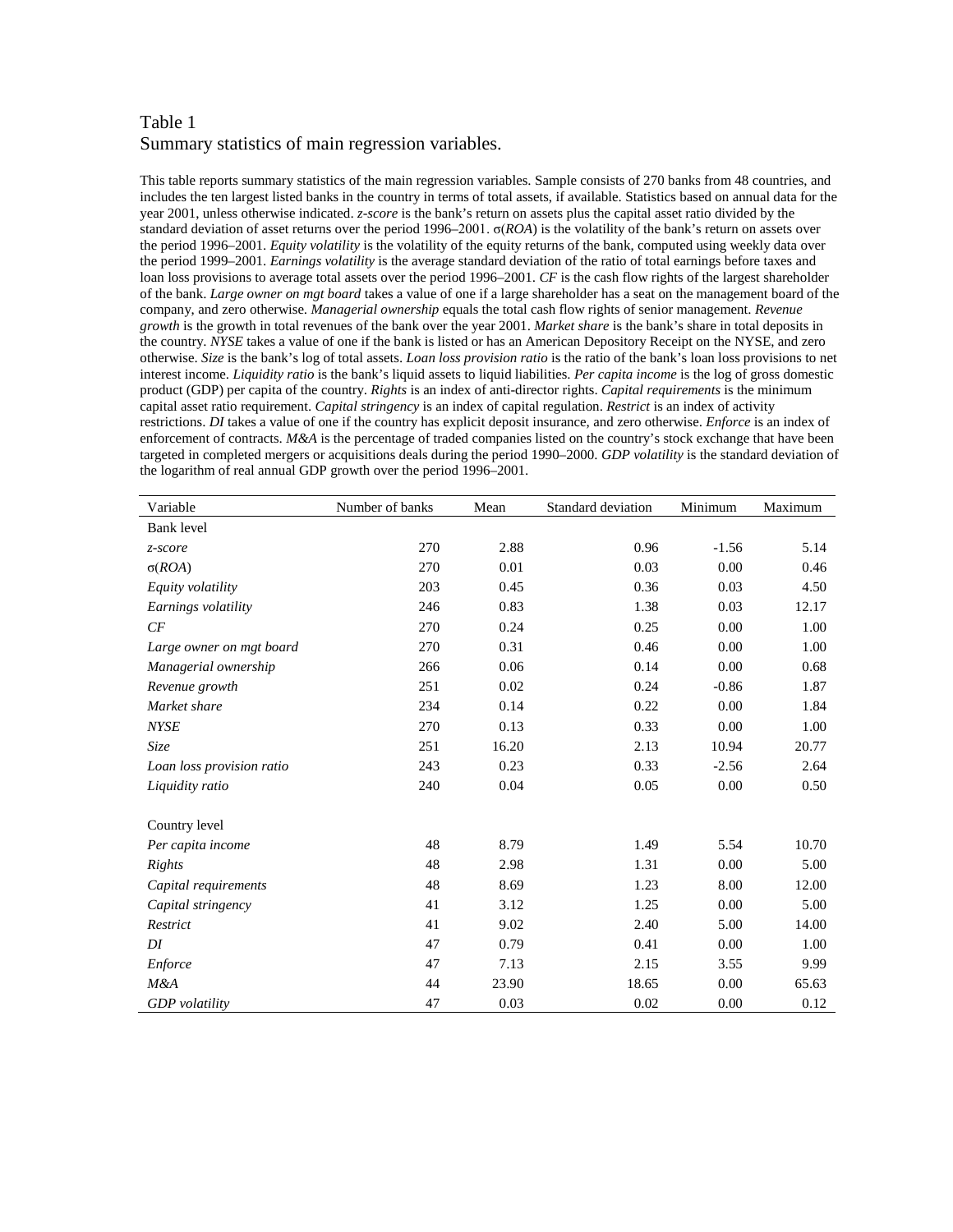Table 1
Summary statistics of main regression variables.

This table reports summary statistics of the main regression variables. Sample consists of 270 banks from 48 countries, and includes the ten largest listed banks in the country in terms of total assets, if available. Statistics based on annual data for the year 2001, unless otherwise indicated. *z-score* is the bank's return on assets plus the capital asset ratio divided by the standard deviation of asset returns over the period 1996–2001. σ(*ROA*) is the volatility of the bank's return on assets over the period 1996–2001. *Equity volatility* is the volatility of the equity returns of the bank, computed using weekly data over the period 1999–2001. *Earnings volatility* is the average standard deviation of the ratio of total earnings before taxes and loan loss provisions to average total assets over the period 1996–2001. *CF* is the cash flow rights of the largest shareholder of the bank. *Large owner on mgt board* takes a value of one if a large shareholder has a seat on the management board of the company, and zero otherwise. *Managerial ownership* equals the total cash flow rights of senior management. *Revenue growth* is the growth in total revenues of the bank over the year 2001. *Market share* is the bank's share in total deposits in the country. *NYSE* takes a value of one if the bank is listed or has an American Depository Receipt on the NYSE, and zero otherwise. *Size* is the bank's log of total assets. *Loan loss provision ratio* is the ratio of the bank's loan loss provisions to net interest income. *Liquidity ratio* is the bank's liquid assets to liquid liabilities. *Per capita income* is the log of gross domestic product (GDP) per capita of the country. *Rights* is an index of anti-director rights. *Capital requirements* is the minimum capital asset ratio requirement. *Capital stringency* is an index of capital regulation. *Restrict* is an index of activity restrictions. *DI* takes a value of one if the country has explicit deposit insurance, and zero otherwise. *Enforce* is an index of enforcement of contracts. *M&A* is the percentage of traded companies listed on the country's stock exchange that have been targeted in completed mergers or acquisitions deals during the period 1990–2000. *GDP volatility* is the standard deviation of the logarithm of real annual GDP growth over the period 1996–2001.

| Variable | Number of banks | Mean | Standard deviation | Minimum | Maximum |
|---|---|---|---|---|---|
| Bank level | | | | | |
| *z-score* | 270 | 2.88 | 0.96 | -1.56 | 5.14 |
| σ(*ROA*) | 270 | 0.01 | 0.03 | 0.00 | 0.46 |
| *Equity volatility* | 203 | 0.45 | 0.36 | 0.03 | 4.50 |
| *Earnings volatility* | 246 | 0.83 | 1.38 | 0.03 | 12.17 |
| *CF* | 270 | 0.24 | 0.25 | 0.00 | 1.00 |
| *Large owner on mgt board* | 270 | 0.31 | 0.46 | 0.00 | 1.00 |
| *Managerial ownership* | 266 | 0.06 | 0.14 | 0.00 | 0.68 |
| *Revenue growth* | 251 | 0.02 | 0.24 | -0.86 | 1.87 |
| *Market share* | 234 | 0.14 | 0.22 | 0.00 | 1.84 |
| *NYSE* | 270 | 0.13 | 0.33 | 0.00 | 1.00 |
| *Size* | 251 | 16.20 | 2.13 | 10.94 | 20.77 |
| *Loan loss provision ratio* | 243 | 0.23 | 0.33 | -2.56 | 2.64 |
| *Liquidity ratio* | 240 | 0.04 | 0.05 | 0.00 | 0.50 |
| Country level | | | | | |
| *Per capita income* | 48 | 8.79 | 1.49 | 5.54 | 10.70 |
| *Rights* | 48 | 2.98 | 1.31 | 0.00 | 5.00 |
| *Capital requirements* | 48 | 8.69 | 1.23 | 8.00 | 12.00 |
| *Capital stringency* | 41 | 3.12 | 1.25 | 0.00 | 5.00 |
| *Restrict* | 41 | 9.02 | 2.40 | 5.00 | 14.00 |
| *DI* | 47 | 0.79 | 0.41 | 0.00 | 1.00 |
| *Enforce* | 47 | 7.13 | 2.15 | 3.55 | 9.99 |
| *M&A* | 44 | 23.90 | 18.65 | 0.00 | 65.63 |
| *GDP volatility* | 47 | 0.03 | 0.02 | 0.00 | 0.12 |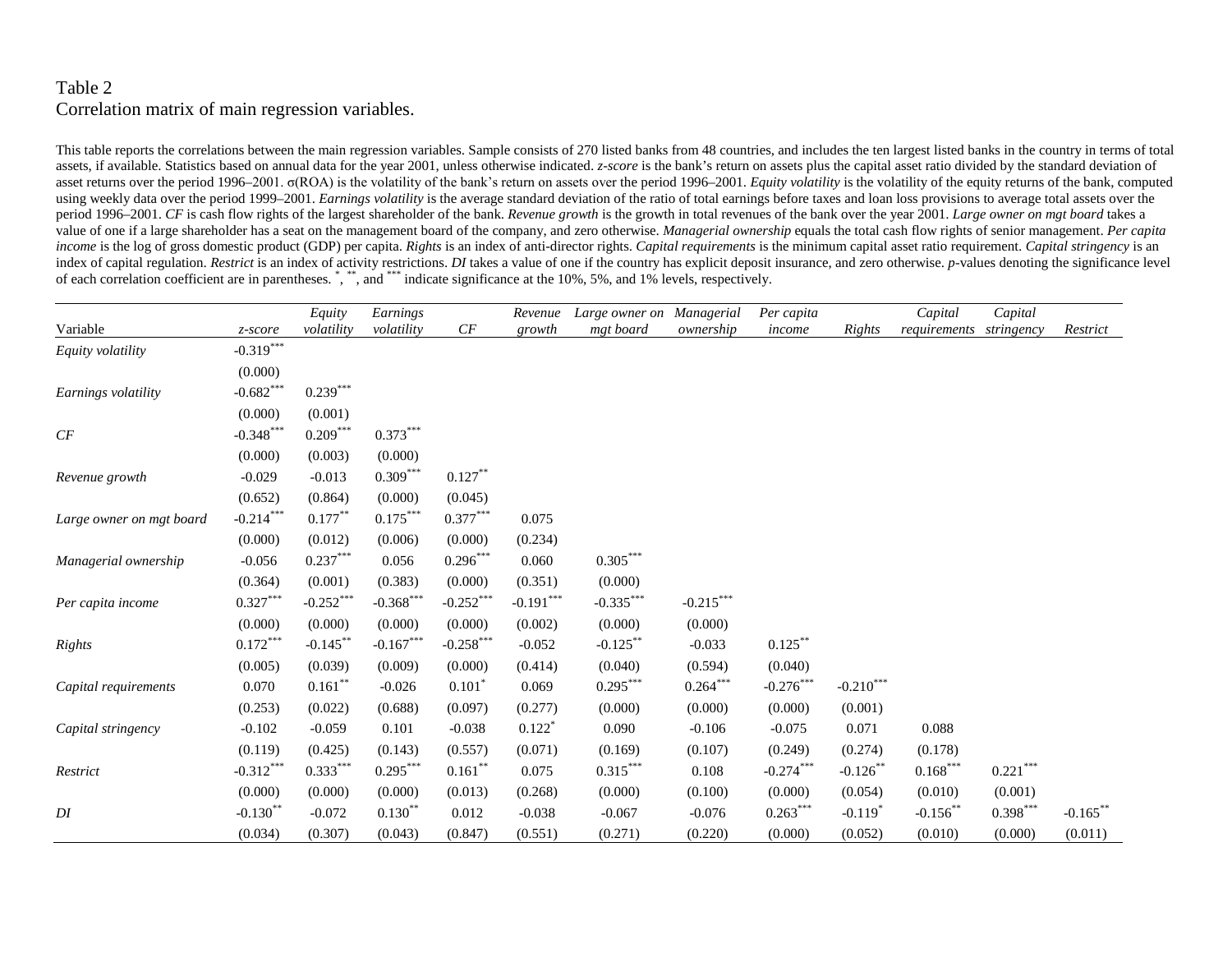Table 2
Correlation matrix of main regression variables.

This table reports the correlations between the main regression variables. Sample consists of 270 listed banks from 48 countries, and includes the ten largest listed banks in the country in terms of total assets, if available. Statistics based on annual data for the year 2001, unless otherwise indicated. *z-score* is the bank's return on assets plus the capital asset ratio divided by the standard deviation of asset returns over the period 1996–2001. σ(ROA) is the volatility of the bank's return on assets over the period 1996–2001. *Equity volatility* is the volatility of the equity returns of the bank, computed using weekly data over the period 1999–2001. *Earnings volatility* is the average standard deviation of the ratio of total earnings before taxes and loan loss provisions to average total assets over the period 1996–2001. *CF* is cash flow rights of the largest shareholder of the bank. *Revenue growth* is the growth in total revenues of the bank over the year 2001. *Large owner on mgt board* takes a value of one if a large shareholder has a seat on the management board of the company, and zero otherwise. *Managerial ownership* equals the total cash flow rights of senior management. *Per capita income* is the log of gross domestic product (GDP) per capita. *Rights* is an index of anti-director rights. *Capital requirements* is the minimum capital asset ratio requirement. *Capital stringency* is an index of capital regulation. *Restrict* is an index of activity restrictions. *DI* takes a value of one if the country has explicit deposit insurance, and zero otherwise. *p*-values denoting the significance level of each correlation coefficient are in parentheses. \*, \*\*, and \*\*\* indicate significance at the 10%, 5%, and 1% levels, respectively.

| Variable | *z-score* | *Equity volatility* | *Earnings volatility* | *CF* | *Revenue growth* | *Large owner on mgt board* | *Managerial ownership* | *Per capita income* | *Rights* | *Capital requirements* | *Capital stringency* | *Restrict* |
|---|---|---|---|---|---|---|---|---|---|---|---|---|
| *Equity volatility* | -0.319*** | | | | | | | | | | | |
| | (0.000) | | | | | | | | | | | |
| *Earnings volatility* | -0.682*** | 0.239*** | | | | | | | | | | |
| | (0.000) | (0.001) | | | | | | | | | | |
| *CF* | -0.348*** | 0.209*** | 0.373*** | | | | | | | | | |
| | (0.000) | (0.003) | (0.000) | | | | | | | | | |
| *Revenue growth* | -0.029 | -0.013 | 0.309*** | 0.127** | | | | | | | | |
| | (0.652) | (0.864) | (0.000) | (0.045) | | | | | | | | |
| *Large owner on mgt board* | -0.214*** | 0.177** | 0.175*** | 0.377*** | 0.075 | | | | | | | |
| | (0.000) | (0.012) | (0.006) | (0.000) | (0.234) | | | | | | | |
| *Managerial ownership* | -0.056 | 0.237*** | 0.056 | 0.296*** | 0.060 | 0.305*** | | | | | | |
| | (0.364) | (0.001) | (0.383) | (0.000) | (0.351) | (0.000) | | | | | | |
| *Per capita income* | 0.327*** | -0.252*** | -0.368*** | -0.252*** | -0.191*** | -0.335*** | -0.215*** | | | | | |
| | (0.000) | (0.000) | (0.000) | (0.000) | (0.002) | (0.000) | (0.000) | | | | | |
| *Rights* | 0.172*** | -0.145** | -0.167*** | -0.258*** | -0.052 | -0.125** | -0.033 | 0.125** | | | | |
| | (0.005) | (0.039) | (0.009) | (0.000) | (0.414) | (0.040) | (0.594) | (0.040) | | | | |
| *Capital requirements* | 0.070 | 0.161** | -0.026 | 0.101* | 0.069 | 0.295*** | 0.264*** | -0.276*** | -0.210*** | | | |
| | (0.253) | (0.022) | (0.688) | (0.097) | (0.277) | (0.000) | (0.000) | (0.000) | (0.001) | | | |
| *Capital stringency* | -0.102 | -0.059 | 0.101 | -0.038 | 0.122* | 0.090 | -0.106 | -0.075 | 0.071 | 0.088 | | |
| | (0.119) | (0.425) | (0.143) | (0.557) | (0.071) | (0.169) | (0.107) | (0.249) | (0.274) | (0.178) | | |
| *Restrict* | -0.312*** | 0.333*** | 0.295*** | 0.161** | 0.075 | 0.315*** | 0.108 | -0.274*** | -0.126** | 0.168*** | 0.221*** | |
| | (0.000) | (0.000) | (0.000) | (0.013) | (0.268) | (0.000) | (0.100) | (0.000) | (0.054) | (0.010) | (0.001) | |
| *DI* | -0.130** | -0.072 | 0.130** | 0.012 | -0.038 | -0.067 | -0.076 | 0.263*** | -0.119* | -0.156** | 0.398*** | -0.165** |
| | (0.034) | (0.307) | (0.043) | (0.847) | (0.551) | (0.271) | (0.220) | (0.000) | (0.052) | (0.010) | (0.000) | (0.011) |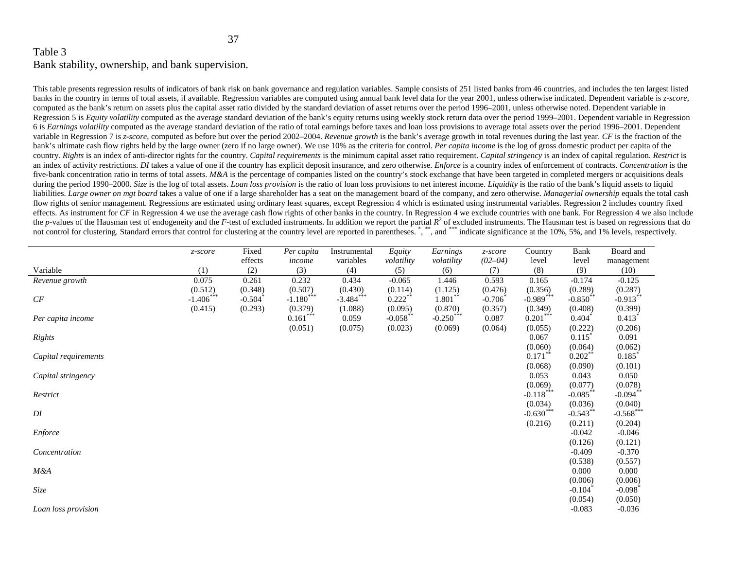Table 3
Bank stability, ownership, and bank supervision.

This table presents regression results of indicators of bank risk on bank governance and regulation variables. Sample consists of 251 listed banks from 46 countries, and includes the ten largest listed banks in the country in terms of total assets, if available. Regression variables are computed using annual bank level data for the year 2001, unless otherwise indicated. Dependent variable is *z-score*, computed as the bank's return on assets plus the capital asset ratio divided by the standard deviation of asset returns over the period 1996–2001, unless otherwise noted. Dependent variable in Regression 5 is *Equity volatility* computed as the average standard deviation of the bank's equity returns using weekly stock return data over the period 1999–2001. Dependent variable in Regression 6 is *Earnings volatility* computed as the average standard deviation of the ratio of total earnings before taxes and loan loss provisions to average total assets over the period 1996–2001. Dependent variable in Regression 7 is *z-score*, computed as before but over the period 2002–2004. *Revenue growth* is the bank's average growth in total revenues during the last year. *CF* is the fraction of the bank's ultimate cash flow rights held by the large owner (zero if no large owner). We use 10% as the criteria for control. *Per capita income* is the log of gross domestic product per capita of the country. *Rights* is an index of anti-director rights for the country. *Capital requirements* is the minimum capital asset ratio requirement. *Capital stringency* is an index of capital regulation. *Restrict* is an index of activity restrictions. *DI* takes a value of one if the country has explicit deposit insurance, and zero otherwise. *Enforce* is a country index of enforcement of contracts. *Concentration* is the five-bank concentration ratio in terms of total assets. *M&A* is the percentage of companies listed on the country's stock exchange that have been targeted in completed mergers or acquisitions deals during the period 1990–2000. *Size* is the log of total assets. *Loan loss provision* is the ratio of loan loss provisions to net interest income. *Liquidity* is the ratio of the bank's liquid assets to liquid liabilities. *Large owner on mgt board* takes a value of one if a large shareholder has a seat on the management board of the company, and zero otherwise. *Managerial ownership* equals the total cash flow rights of senior management. Regressions are estimated using ordinary least squares, except Regression 4 which is estimated using instrumental variables. Regression 2 includes country fixed effects. As instrument for *CF* in Regression 4 we use the average cash flow rights of other banks in the country. In Regression 4 we exclude countries with one bank. For Regression 4 we also include the *p*-values of the Hausman test of endogeneity and the *F*-test of excluded instruments. In addition we report the partial $R^2$ of excluded instruments. The Hausman test is based on regressions that do not control for clustering. Standard errors that control for clustering at the country level are reported in parentheses. \*, \*\*, and \*\*\* indicate significance at the 10%, 5%, and 1% levels, respectively.

| Variable | *z-score* (1) | Fixed effects (2) | *Per capita income* (3) | Instrumental variables (4) | *Equity volatility* (5) | *Earnings volatility* (6) | *z-score (02–04)* (7) | Country level (8) | Bank level (9) | Board and management (10) |
|---|---|---|---|---|---|---|---|---|---|---|
| *Revenue growth* | 0.075 | 0.261 | 0.232 | 0.434 | -0.065 | 1.446 | 0.593 | 0.165 | -0.174 | -0.125 |
| | (0.512) | (0.348) | (0.507) | (0.430) | (0.114) | (1.125) | (0.476) | (0.356) | (0.289) | (0.287) |
| *CF* | -1.406*** | -0.504* | -1.180*** | -3.484*** | 0.222** | 1.801** | -0.706* | -0.989*** | -0.850** | -0.913** |
| | (0.415) | (0.293) | (0.379) | (1.088) | (0.095) | (0.870) | (0.357) | (0.349) | (0.408) | (0.399) |
| *Per capita income* | | | 0.161*** | 0.059 | -0.058** | -0.250*** | 0.087 | 0.201*** | 0.404* | 0.413* |
| | | | (0.051) | (0.075) | (0.023) | (0.069) | (0.064) | (0.055) | (0.222) | (0.206) |
| *Rights* | | | | | | | | 0.067 | 0.115* | 0.091 |
| | | | | | | | | (0.060) | (0.064) | (0.062) |
| *Capital requirements* | | | | | | | | 0.171** | 0.202** | 0.185* |
| | | | | | | | | (0.068) | (0.090) | (0.101) |
| *Capital stringency* | | | | | | | | 0.053 | 0.043 | 0.050 |
| | | | | | | | | (0.069) | (0.077) | (0.078) |
| *Restrict* | | | | | | | | -0.118*** | -0.085** | -0.094** |
| | | | | | | | | (0.034) | (0.036) | (0.040) |
| *DI* | | | | | | | | -0.630*** | -0.543** | -0.568*** |
| | | | | | | | | (0.216) | (0.211) | (0.204) |
| *Enforce* | | | | | | | | | -0.042 | -0.046 |
| | | | | | | | | | (0.126) | (0.121) |
| *Concentration* | | | | | | | | | -0.409 | -0.370 |
| | | | | | | | | | (0.538) | (0.557) |
| *M&A* | | | | | | | | | 0.000 | 0.000 |
| | | | | | | | | | (0.006) | (0.006) |
| *Size* | | | | | | | | | -0.104* | -0.098* |
| | | | | | | | | | (0.054) | (0.050) |
| *Loan loss provision* | | | | | | | | | -0.083 | -0.036 |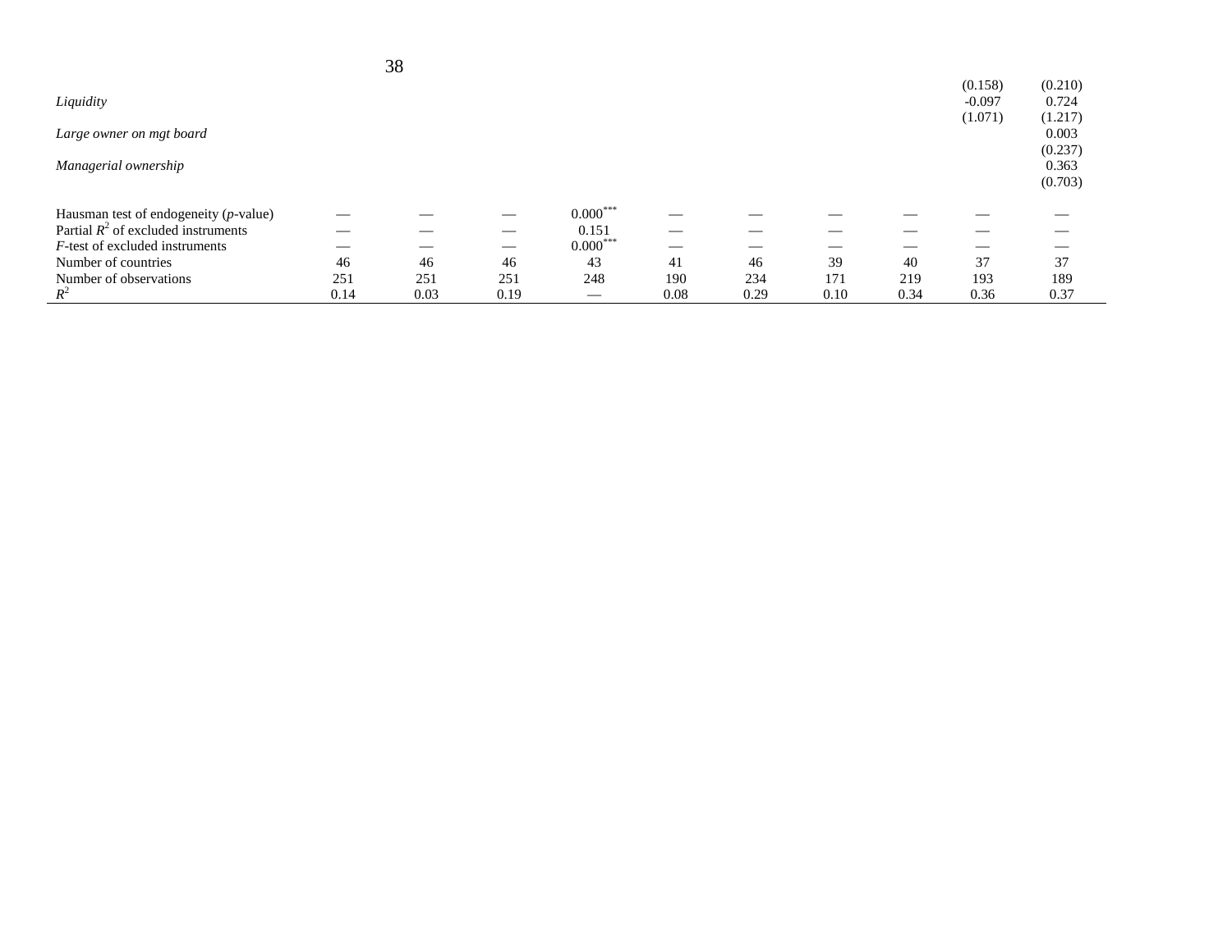| | (1) | (2) | (3) | (4) | (5) | (6) | (7) | (8) | (9) | (10) |
|---|---|---|---|---|---|---|---|---|---|---|
| | | | | | | | | | (0.158) | (0.210) |
| *Liquidity* | | | | | | | | | -0.097 | 0.724 |
| | | | | | | | | | (1.071) | (1.217) |
| *Large owner on mgt board* | | | | | | | | | | 0.003 |
| | | | | | | | | | | (0.237) |
| *Managerial ownership* | | | | | | | | | | 0.363 |
| | | | | | | | | | | (0.703) |
| Hausman test of endogeneity (*p*-value) | — | — | — | 0.000*** | — | — | — | — | — | — |
| Partial $R^2$ of excluded instruments | — | — | — | 0.151 | — | — | — | — | — | — |
| *F*-test of excluded instruments | — | — | — | 0.000*** | — | — | — | — | — | — |
| Number of countries | 46 | 46 | 46 | 43 | 41 | 46 | 39 | 40 | 37 | 37 |
| Number of observations | 251 | 251 | 251 | 248 | 190 | 234 | 171 | 219 | 193 | 189 |
| $R^2$ | 0.14 | 0.03 | 0.19 | — | 0.08 | 0.29 | 0.10 | 0.34 | 0.36 | 0.37 |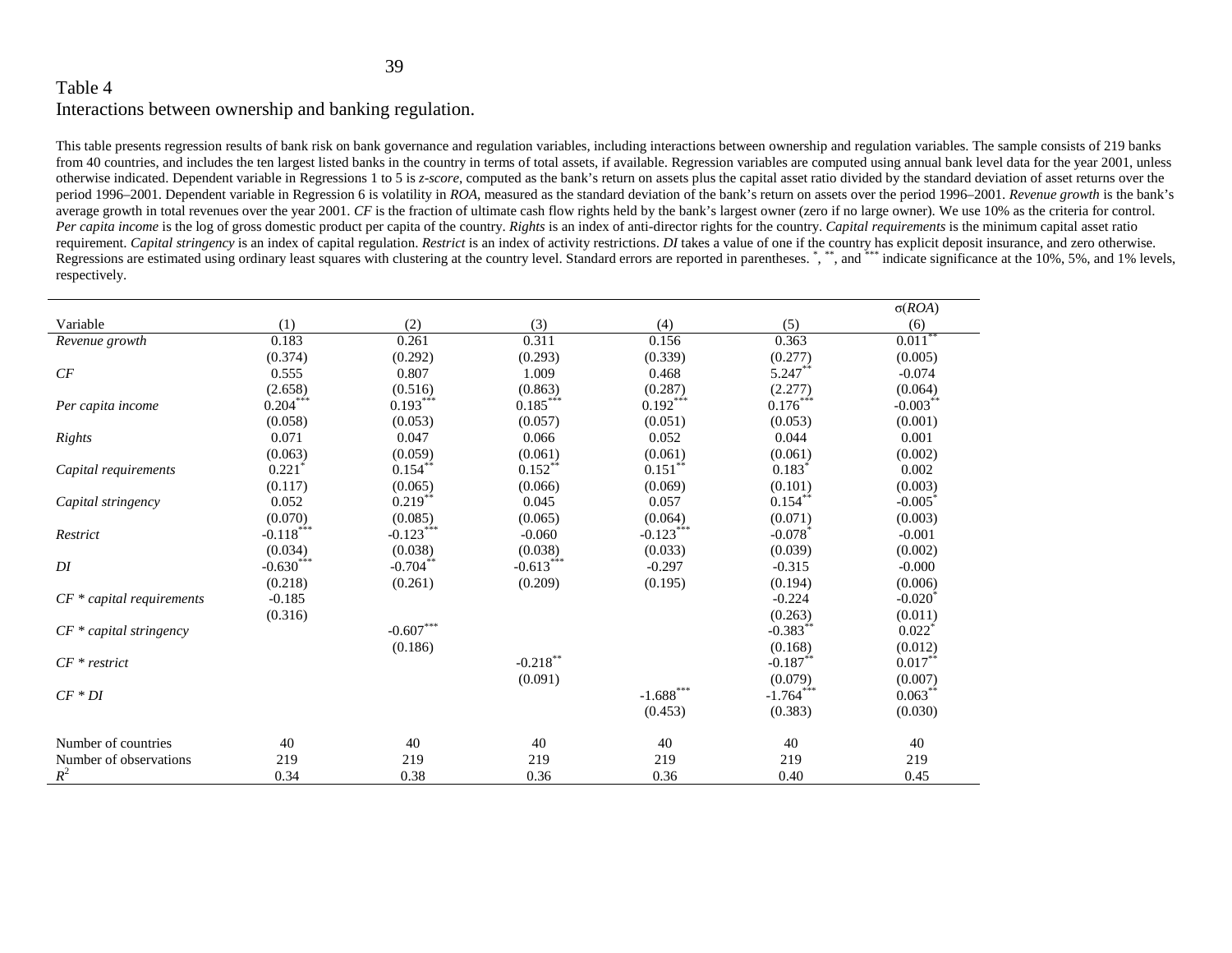Table 4

Interactions between ownership and banking regulation.

This table presents regression results of bank risk on bank governance and regulation variables, including interactions between ownership and regulation variables. The sample consists of 219 banks from 40 countries, and includes the ten largest listed banks in the country in terms of total assets, if available. Regression variables are computed using annual bank level data for the year 2001, unless otherwise indicated. Dependent variable in Regressions 1 to 5 is *z-score*, computed as the bank's return on assets plus the capital asset ratio divided by the standard deviation of asset returns over the period 1996–2001. Dependent variable in Regression 6 is volatility in *ROA*, measured as the standard deviation of the bank's return on assets over the period 1996–2001. *Revenue growth* is the bank's average growth in total revenues over the year 2001. *CF* is the fraction of ultimate cash flow rights held by the bank's largest owner (zero if no large owner). We use 10% as the criteria for control. *Per capita income* is the log of gross domestic product per capita of the country. *Rights* is an index of anti-director rights for the country. *Capital requirements* is the minimum capital asset ratio requirement. *Capital stringency* is an index of capital regulation. *Restrict* is an index of activity restrictions. *DI* takes a value of one if the country has explicit deposit insurance, and zero otherwise. Regressions are estimated using ordinary least squares with clustering at the country level. Standard errors are reported in parentheses. *, **, and *** indicate significance at the 10%, 5%, and 1% levels, respectively.

| Variable | (1) | (2) | (3) | (4) | (5) | σ(*ROA*) (6) |
|---|---|---|---|---|---|---|
| *Revenue growth* | 0.183 | 0.261 | 0.311 | 0.156 | 0.363 | 0.011** |
| | (0.374) | (0.292) | (0.293) | (0.339) | (0.277) | (0.005) |
| *CF* | 0.555 | 0.807 | 1.009 | 0.468 | 5.247** | -0.074 |
| | (2.658) | (0.516) | (0.863) | (0.287) | (2.277) | (0.064) |
| *Per capita income* | 0.204*** | 0.193*** | 0.185*** | 0.192*** | 0.176*** | -0.003** |
| | (0.058) | (0.053) | (0.057) | (0.051) | (0.053) | (0.001) |
| *Rights* | 0.071 | 0.047 | 0.066 | 0.052 | 0.044 | 0.001 |
| | (0.063) | (0.059) | (0.061) | (0.061) | (0.061) | (0.002) |
| *Capital requirements* | 0.221* | 0.154** | 0.152** | 0.151** | 0.183* | 0.002 |
| | (0.117) | (0.065) | (0.066) | (0.069) | (0.101) | (0.003) |
| *Capital stringency* | 0.052 | 0.219** | 0.045 | 0.057 | 0.154** | -0.005* |
| | (0.070) | (0.085) | (0.065) | (0.064) | (0.071) | (0.003) |
| *Restrict* | -0.118*** | -0.123*** | -0.060 | -0.123*** | -0.078* | -0.001 |
| | (0.034) | (0.038) | (0.038) | (0.033) | (0.039) | (0.002) |
| *DI* | -0.630*** | -0.704** | -0.613*** | -0.297 | -0.315 | -0.000 |
| | (0.218) | (0.261) | (0.209) | (0.195) | (0.194) | (0.006) |
| *CF * capital requirements* | -0.185 | | | | -0.224 | -0.020* |
| | (0.316) | | | | (0.263) | (0.011) |
| *CF * capital stringency* | | -0.607*** | | | -0.383** | 0.022* |
| | | (0.186) | | | (0.168) | (0.012) |
| *CF * restrict* | | | -0.218** | | -0.187** | 0.017** |
| | | | (0.091) | | (0.079) | (0.007) |
| *CF * DI* | | | | -1.688*** | -1.764*** | 0.063** |
| | | | | (0.453) | (0.383) | (0.030) |
| Number of countries | 40 | 40 | 40 | 40 | 40 | 40 |
| Number of observations | 219 | 219 | 219 | 219 | 219 | 219 |
| $R^2$ | 0.34 | 0.38 | 0.36 | 0.36 | 0.40 | 0.45 |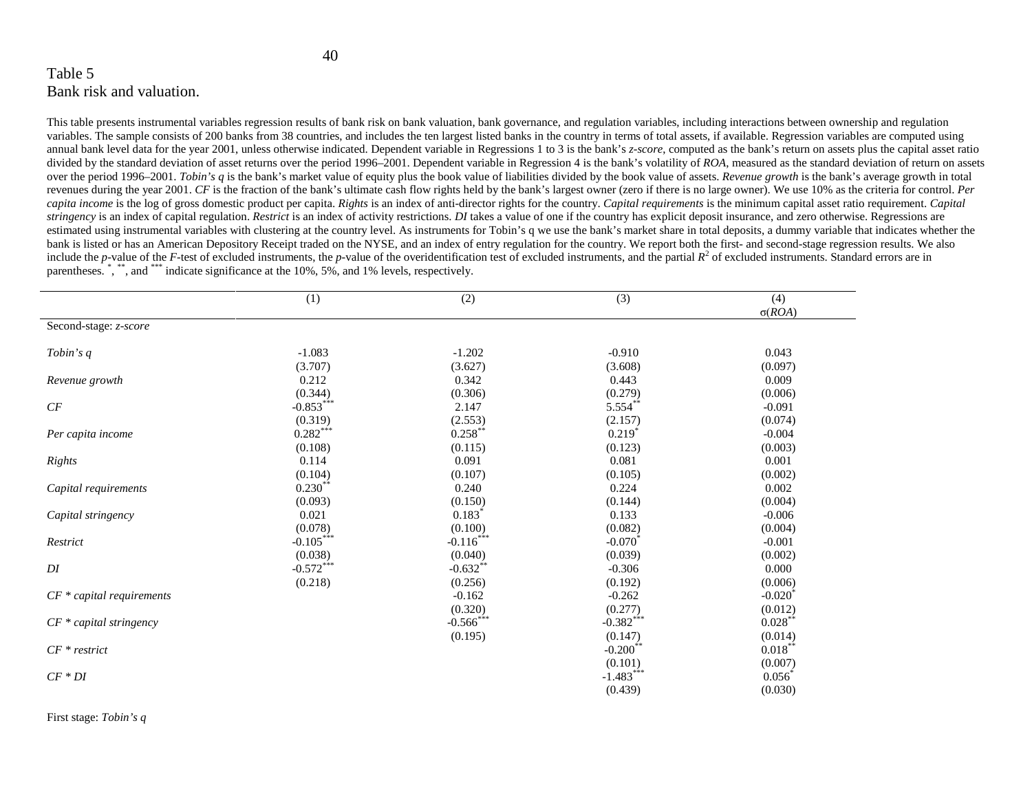Table 5
Bank risk and valuation.

This table presents instrumental variables regression results of bank risk on bank valuation, bank governance, and regulation variables, including interactions between ownership and regulation variables. The sample consists of 200 banks from 38 countries, and includes the ten largest listed banks in the country in terms of total assets, if available. Regression variables are computed using annual bank level data for the year 2001, unless otherwise indicated. Dependent variable in Regressions 1 to 3 is the bank's *z-score*, computed as the bank's return on assets plus the capital asset ratio divided by the standard deviation of asset returns over the period 1996–2001. Dependent variable in Regression 4 is the bank's volatility of *ROA*, measured as the standard deviation of return on assets over the period 1996–2001. *Tobin's q* is the bank's market value of equity plus the book value of liabilities divided by the book value of assets. *Revenue growth* is the bank's average growth in total revenues during the year 2001. *CF* is the fraction of the bank's ultimate cash flow rights held by the bank's largest owner (zero if there is no large owner). We use 10% as the criteria for control. *Per capita income* is the log of gross domestic product per capita. *Rights* is an index of anti-director rights for the country. *Capital requirements* is the minimum capital asset ratio requirement. *Capital stringency* is an index of capital regulation. *Restrict* is an index of activity restrictions. *DI* takes a value of one if the country has explicit deposit insurance, and zero otherwise. Regressions are estimated using instrumental variables with clustering at the country level. As instruments for Tobin's q we use the bank's market share in total deposits, a dummy variable that indicates whether the bank is listed or has an American Depository Receipt traded on the NYSE, and an index of entry regulation for the country. We report both the first- and second-stage regression results. We also include the *p*-value of the *F*-test of excluded instruments, the *p*-value of the overidentification test of excluded instruments, and the partial $R^2$ of excluded instruments. Standard errors are in parentheses. *, **, and *** indicate significance at the 10%, 5%, and 1% levels, respectively.

| | (1) | (2) | (3) | (4) $\sigma(ROA)$ |
|---|---|---|---|---|
| Second-stage: *z-score* | | | | |
| *Tobin's q* | -1.083 | -1.202 | -0.910 | 0.043 |
| | (3.707) | (3.627) | (3.608) | (0.097) |
| *Revenue growth* | 0.212 | 0.342 | 0.443 | 0.009 |
| | (0.344) | (0.306) | (0.279) | (0.006) |
| *CF* | -0.853*** | 2.147 | 5.554** | -0.091 |
| | (0.319) | (2.553) | (2.157) | (0.074) |
| *Per capita income* | 0.282*** | 0.258** | 0.219* | -0.004 |
| | (0.108) | (0.115) | (0.123) | (0.003) |
| *Rights* | 0.114 | 0.091 | 0.081 | 0.001 |
| | (0.104) | (0.107) | (0.105) | (0.002) |
| *Capital requirements* | 0.230** | 0.240 | 0.224 | 0.002 |
| | (0.093) | (0.150) | (0.144) | (0.004) |
| *Capital stringency* | 0.021 | 0.183* | 0.133 | -0.006 |
| | (0.078) | (0.100) | (0.082) | (0.004) |
| *Restrict* | -0.105*** | -0.116*** | -0.070* | -0.001 |
| | (0.038) | (0.040) | (0.039) | (0.002) |
| *DI* | -0.572*** | -0.632** | -0.306 | 0.000 |
| | (0.218) | (0.256) | (0.192) | (0.006) |
| *CF * capital requirements* | | -0.162 | -0.262 | -0.020* |
| | | (0.320) | (0.277) | (0.012) |
| *CF * capital stringency* | | -0.566*** | -0.382*** | 0.028** |
| | | (0.195) | (0.147) | (0.014) |
| *CF * restrict* | | | -0.200** | 0.018** |
| | | | (0.101) | (0.007) |
| *CF * DI* | | | -1.483*** | 0.056* |
| | | | (0.439) | (0.030) |

First stage: *Tobin's q*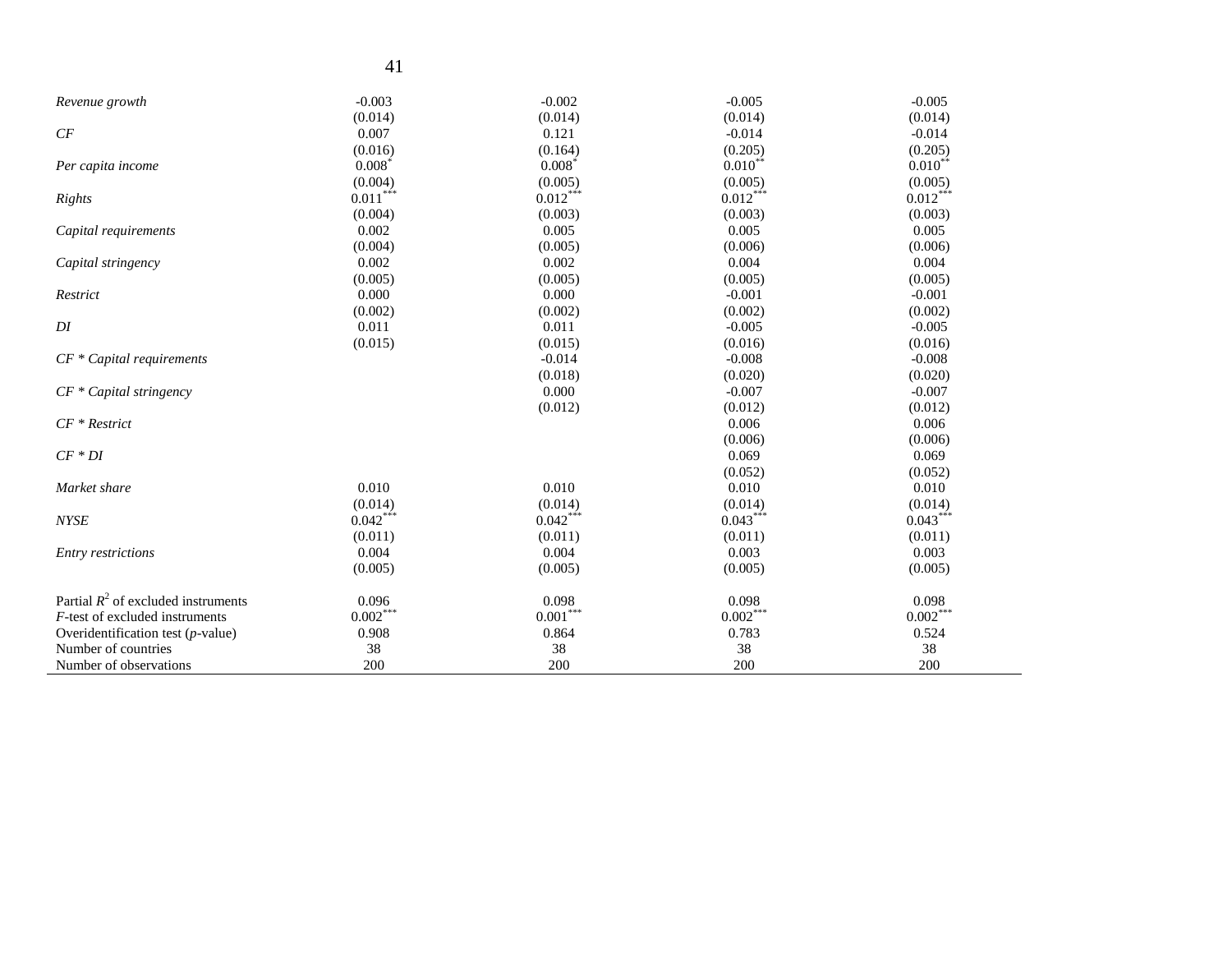| | | | | |
|---|---|---|---|---|
| *Revenue growth* | -0.003 | -0.002 | -0.005 | -0.005 |
| | (0.014) | (0.014) | (0.014) | (0.014) |
| *CF* | 0.007 | 0.121 | -0.014 | -0.014 |
| | (0.016) | (0.164) | (0.205) | (0.205) |
| *Per capita income* | 0.008* | 0.008* | 0.010** | 0.010** |
| | (0.004) | (0.005) | (0.005) | (0.005) |
| *Rights* | 0.011*** | 0.012*** | 0.012*** | 0.012*** |
| | (0.004) | (0.003) | (0.003) | (0.003) |
| *Capital requirements* | 0.002 | 0.005 | 0.005 | 0.005 |
| | (0.004) | (0.005) | (0.006) | (0.006) |
| *Capital stringency* | 0.002 | 0.002 | 0.004 | 0.004 |
| | (0.005) | (0.005) | (0.005) | (0.005) |
| *Restrict* | 0.000 | 0.000 | -0.001 | -0.001 |
| | (0.002) | (0.002) | (0.002) | (0.002) |
| *DI* | 0.011 | 0.011 | -0.005 | -0.005 |
| | (0.015) | (0.015) | (0.016) | (0.016) |
| *CF * Capital requirements* | | -0.014 | -0.008 | -0.008 |
| | | (0.018) | (0.020) | (0.020) |
| *CF * Capital stringency* | | 0.000 | -0.007 | -0.007 |
| | | (0.012) | (0.012) | (0.012) |
| *CF * Restrict* | | | 0.006 | 0.006 |
| | | | (0.006) | (0.006) |
| *CF * DI* | | | 0.069 | 0.069 |
| | | | (0.052) | (0.052) |
| *Market share* | 0.010 | 0.010 | 0.010 | 0.010 |
| | (0.014) | (0.014) | (0.014) | (0.014) |
| *NYSE* | 0.042*** | 0.042*** | 0.043*** | 0.043*** |
| | (0.011) | (0.011) | (0.011) | (0.011) |
| *Entry restrictions* | 0.004 | 0.004 | 0.003 | 0.003 |
| | (0.005) | (0.005) | (0.005) | (0.005) |
| Partial $R^2$ of excluded instruments | 0.096 | 0.098 | 0.098 | 0.098 |
| *F*-test of excluded instruments | 0.002*** | 0.001*** | 0.002*** | 0.002*** |
| Overidentification test (*p*-value) | 0.908 | 0.864 | 0.783 | 0.524 |
| Number of countries | 38 | 38 | 38 | 38 |
| Number of observations | 200 | 200 | 200 | 200 |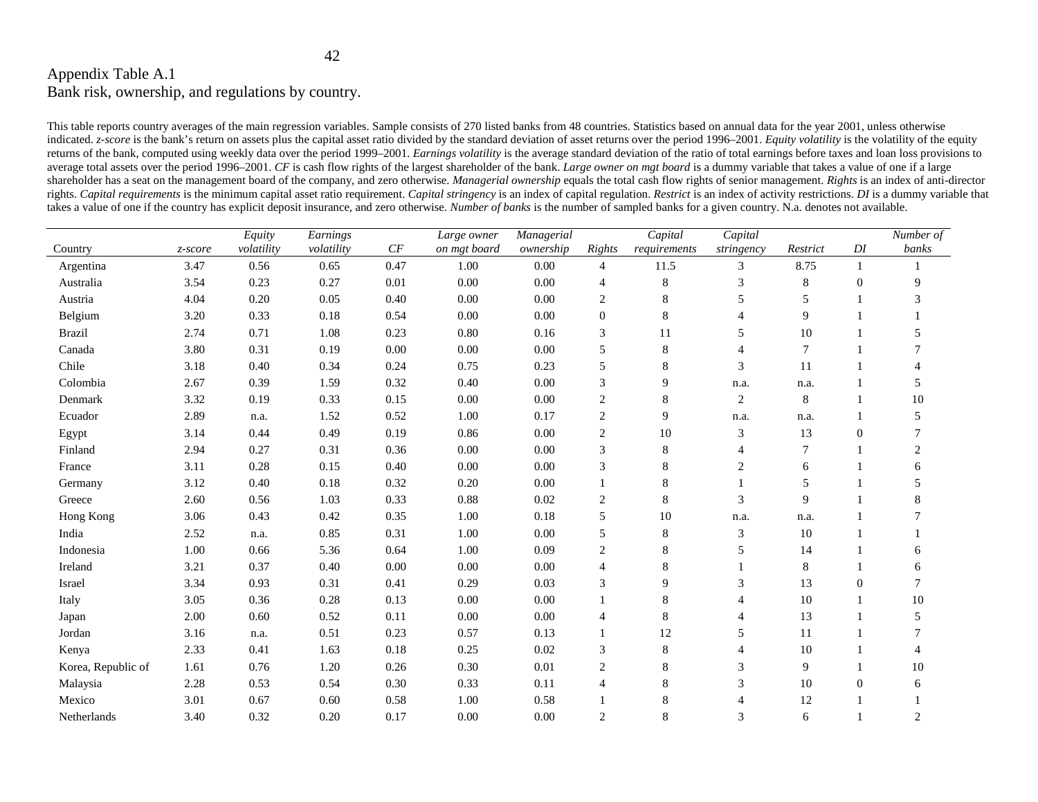Appendix Table A.1
Bank risk, ownership, and regulations by country.

This table reports country averages of the main regression variables. Sample consists of 270 listed banks from 48 countries. Statistics based on annual data for the year 2001, unless otherwise indicated. *z-score* is the bank's return on assets plus the capital asset ratio divided by the standard deviation of asset returns over the period 1996–2001. *Equity volatility* is the volatility of the equity returns of the bank, computed using weekly data over the period 1999–2001. *Earnings volatility* is the average standard deviation of the ratio of total earnings before taxes and loan loss provisions to average total assets over the period 1996–2001. *CF* is cash flow rights of the largest shareholder of the bank. *Large owner on mgt board* is a dummy variable that takes a value of one if a large shareholder has a seat on the management board of the company, and zero otherwise. *Managerial ownership* equals the total cash flow rights of senior management. *Rights* is an index of anti-director rights. *Capital requirements* is the minimum capital asset ratio requirement. *Capital stringency* is an index of capital regulation. *Restrict* is an index of activity restrictions. *DI* is a dummy variable that takes a value of one if the country has explicit deposit insurance, and zero otherwise. *Number of banks* is the number of sampled banks for a given country. N.a. denotes not available.

| Country | *z-score* | *Equity volatility* | *Earnings volatility* | *CF* | *Large owner on mgt board* | *Managerial ownership* | *Rights* | *Capital requirements* | *Capital stringency* | *Restrict* | *DI* | *Number of banks* |
|---|---|---|---|---|---|---|---|---|---|---|---|---|
| Argentina | 3.47 | 0.56 | 0.65 | 0.47 | 1.00 | 0.00 | 4 | 11.5 | 3 | 8.75 | 1 | 1 |
| Australia | 3.54 | 0.23 | 0.27 | 0.01 | 0.00 | 0.00 | 4 | 8 | 3 | 8 | 0 | 9 |
| Austria | 4.04 | 0.20 | 0.05 | 0.40 | 0.00 | 0.00 | 2 | 8 | 5 | 5 | 1 | 3 |
| Belgium | 3.20 | 0.33 | 0.18 | 0.54 | 0.00 | 0.00 | 0 | 8 | 4 | 9 | 1 | 1 |
| Brazil | 2.74 | 0.71 | 1.08 | 0.23 | 0.80 | 0.16 | 3 | 11 | 5 | 10 | 1 | 5 |
| Canada | 3.80 | 0.31 | 0.19 | 0.00 | 0.00 | 0.00 | 5 | 8 | 4 | 7 | 1 | 7 |
| Chile | 3.18 | 0.40 | 0.34 | 0.24 | 0.75 | 0.23 | 5 | 8 | 3 | 11 | 1 | 4 |
| Colombia | 2.67 | 0.39 | 1.59 | 0.32 | 0.40 | 0.00 | 3 | 9 | n.a. | n.a. | 1 | 5 |
| Denmark | 3.32 | 0.19 | 0.33 | 0.15 | 0.00 | 0.00 | 2 | 8 | 2 | 8 | 1 | 10 |
| Ecuador | 2.89 | n.a. | 1.52 | 0.52 | 1.00 | 0.17 | 2 | 9 | n.a. | n.a. | 1 | 5 |
| Egypt | 3.14 | 0.44 | 0.49 | 0.19 | 0.86 | 0.00 | 2 | 10 | 3 | 13 | 0 | 7 |
| Finland | 2.94 | 0.27 | 0.31 | 0.36 | 0.00 | 0.00 | 3 | 8 | 4 | 7 | 1 | 2 |
| France | 3.11 | 0.28 | 0.15 | 0.40 | 0.00 | 0.00 | 3 | 8 | 2 | 6 | 1 | 6 |
| Germany | 3.12 | 0.40 | 0.18 | 0.32 | 0.20 | 0.00 | 1 | 8 | 1 | 5 | 1 | 5 |
| Greece | 2.60 | 0.56 | 1.03 | 0.33 | 0.88 | 0.02 | 2 | 8 | 3 | 9 | 1 | 8 |
| Hong Kong | 3.06 | 0.43 | 0.42 | 0.35 | 1.00 | 0.18 | 5 | 10 | n.a. | n.a. | 1 | 7 |
| India | 2.52 | n.a. | 0.85 | 0.31 | 1.00 | 0.00 | 5 | 8 | 3 | 10 | 1 | 1 |
| Indonesia | 1.00 | 0.66 | 5.36 | 0.64 | 1.00 | 0.09 | 2 | 8 | 5 | 14 | 1 | 6 |
| Ireland | 3.21 | 0.37 | 0.40 | 0.00 | 0.00 | 0.00 | 4 | 8 | 1 | 8 | 1 | 6 |
| Israel | 3.34 | 0.93 | 0.31 | 0.41 | 0.29 | 0.03 | 3 | 9 | 3 | 13 | 0 | 7 |
| Italy | 3.05 | 0.36 | 0.28 | 0.13 | 0.00 | 0.00 | 1 | 8 | 4 | 10 | 1 | 10 |
| Japan | 2.00 | 0.60 | 0.52 | 0.11 | 0.00 | 0.00 | 4 | 8 | 4 | 13 | 1 | 5 |
| Jordan | 3.16 | n.a. | 0.51 | 0.23 | 0.57 | 0.13 | 1 | 12 | 5 | 11 | 1 | 7 |
| Kenya | 2.33 | 0.41 | 1.63 | 0.18 | 0.25 | 0.02 | 3 | 8 | 4 | 10 | 1 | 4 |
| Korea, Republic of | 1.61 | 0.76 | 1.20 | 0.26 | 0.30 | 0.01 | 2 | 8 | 3 | 9 | 1 | 10 |
| Malaysia | 2.28 | 0.53 | 0.54 | 0.30 | 0.33 | 0.11 | 4 | 8 | 3 | 10 | 0 | 6 |
| Mexico | 3.01 | 0.67 | 0.60 | 0.58 | 1.00 | 0.58 | 1 | 8 | 4 | 12 | 1 | 1 |
| Netherlands | 3.40 | 0.32 | 0.20 | 0.17 | 0.00 | 0.00 | 2 | 8 | 3 | 6 | 1 | 2 |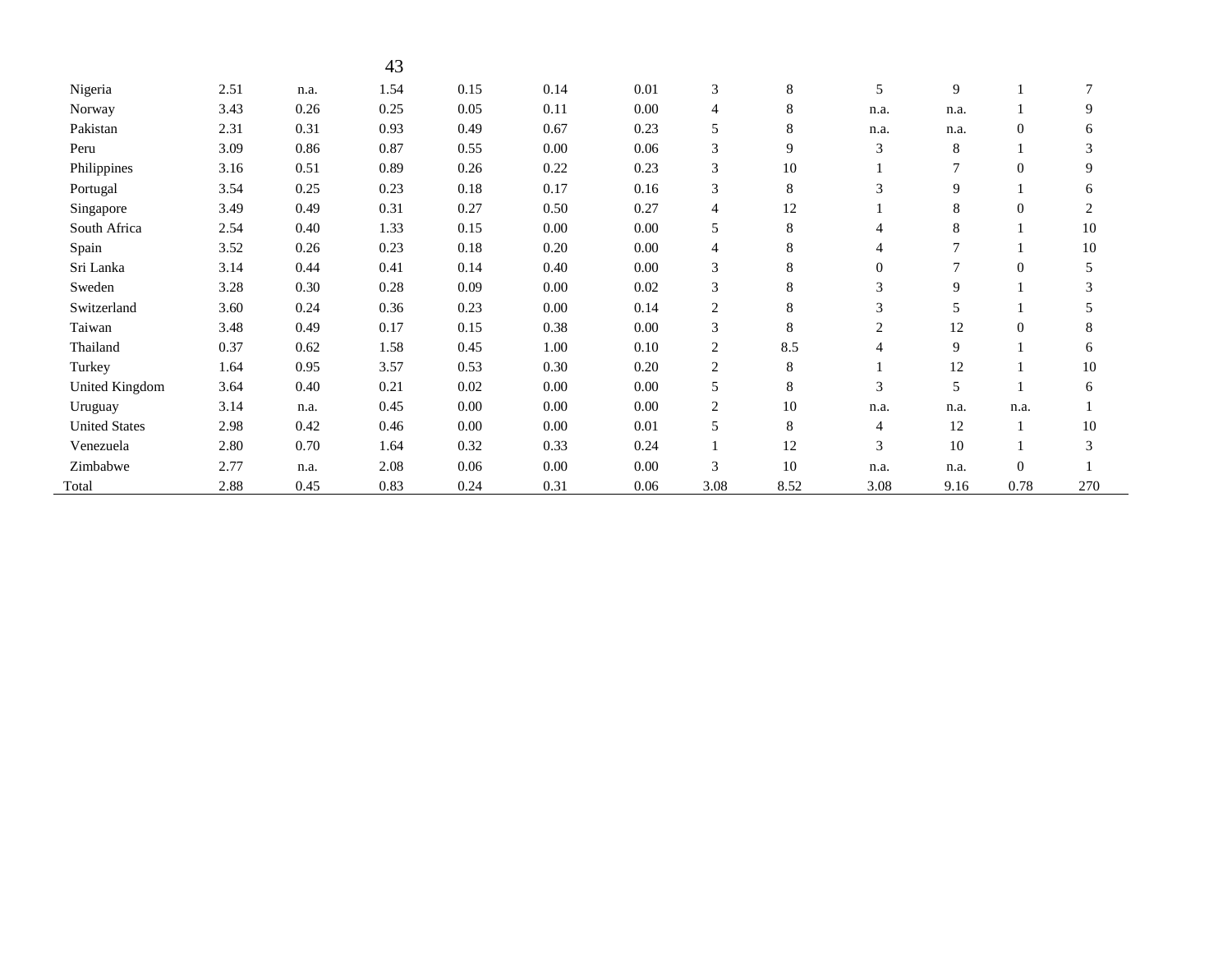| | | | | | | | | | | | | |
|---|---|---|---|---|---|---|---|---|---|---|---|---|
| Nigeria | 2.51 | n.a. | 1.54 | 0.15 | 0.14 | 0.01 | 3 | 8 | 5 | 9 | 1 | 7 |
| Norway | 3.43 | 0.26 | 0.25 | 0.05 | 0.11 | 0.00 | 4 | 8 | n.a. | n.a. | 1 | 9 |
| Pakistan | 2.31 | 0.31 | 0.93 | 0.49 | 0.67 | 0.23 | 5 | 8 | n.a. | n.a. | 0 | 6 |
| Peru | 3.09 | 0.86 | 0.87 | 0.55 | 0.00 | 0.06 | 3 | 9 | 3 | 8 | 1 | 3 |
| Philippines | 3.16 | 0.51 | 0.89 | 0.26 | 0.22 | 0.23 | 3 | 10 | 1 | 7 | 0 | 9 |
| Portugal | 3.54 | 0.25 | 0.23 | 0.18 | 0.17 | 0.16 | 3 | 8 | 3 | 9 | 1 | 6 |
| Singapore | 3.49 | 0.49 | 0.31 | 0.27 | 0.50 | 0.27 | 4 | 12 | 1 | 8 | 0 | 2 |
| South Africa | 2.54 | 0.40 | 1.33 | 0.15 | 0.00 | 0.00 | 5 | 8 | 4 | 8 | 1 | 10 |
| Spain | 3.52 | 0.26 | 0.23 | 0.18 | 0.20 | 0.00 | 4 | 8 | 4 | 7 | 1 | 10 |
| Sri Lanka | 3.14 | 0.44 | 0.41 | 0.14 | 0.40 | 0.00 | 3 | 8 | 0 | 7 | 0 | 5 |
| Sweden | 3.28 | 0.30 | 0.28 | 0.09 | 0.00 | 0.02 | 3 | 8 | 3 | 9 | 1 | 3 |
| Switzerland | 3.60 | 0.24 | 0.36 | 0.23 | 0.00 | 0.14 | 2 | 8 | 3 | 5 | 1 | 5 |
| Taiwan | 3.48 | 0.49 | 0.17 | 0.15 | 0.38 | 0.00 | 3 | 8 | 2 | 12 | 0 | 8 |
| Thailand | 0.37 | 0.62 | 1.58 | 0.45 | 1.00 | 0.10 | 2 | 8.5 | 4 | 9 | 1 | 6 |
| Turkey | 1.64 | 0.95 | 3.57 | 0.53 | 0.30 | 0.20 | 2 | 8 | 1 | 12 | 1 | 10 |
| United Kingdom | 3.64 | 0.40 | 0.21 | 0.02 | 0.00 | 0.00 | 5 | 8 | 3 | 5 | 1 | 6 |
| Uruguay | 3.14 | n.a. | 0.45 | 0.00 | 0.00 | 0.00 | 2 | 10 | n.a. | n.a. | n.a. | 1 |
| United States | 2.98 | 0.42 | 0.46 | 0.00 | 0.00 | 0.01 | 5 | 8 | 4 | 12 | 1 | 10 |
| Venezuela | 2.80 | 0.70 | 1.64 | 0.32 | 0.33 | 0.24 | 1 | 12 | 3 | 10 | 1 | 3 |
| Zimbabwe | 2.77 | n.a. | 2.08 | 0.06 | 0.00 | 0.00 | 3 | 10 | n.a. | n.a. | 0 | 1 |
| Total | 2.88 | 0.45 | 0.83 | 0.24 | 0.31 | 0.06 | 3.08 | 8.52 | 3.08 | 9.16 | 0.78 | 270 |